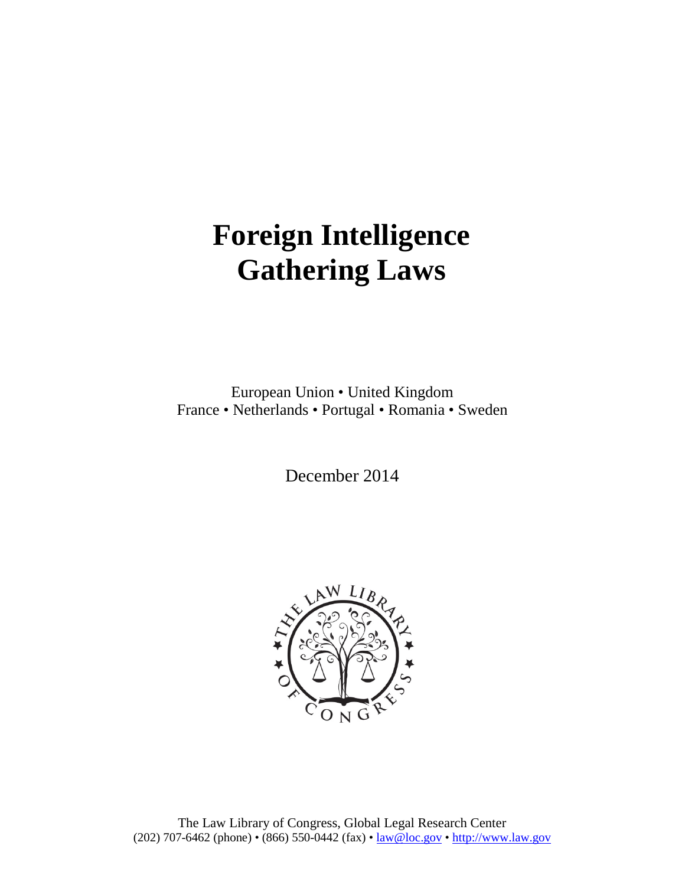# Foreign Intelligence Gathering Laws

European Union • United Kingdom
France • Netherlands • Portugal • Romania • Sweden

December 2014

The Law Library of Congress, Global Legal Research Center
(202) 707-6462 (phone) • (866) 550-0442 (fax) • law@loc.gov • http://www.law.gov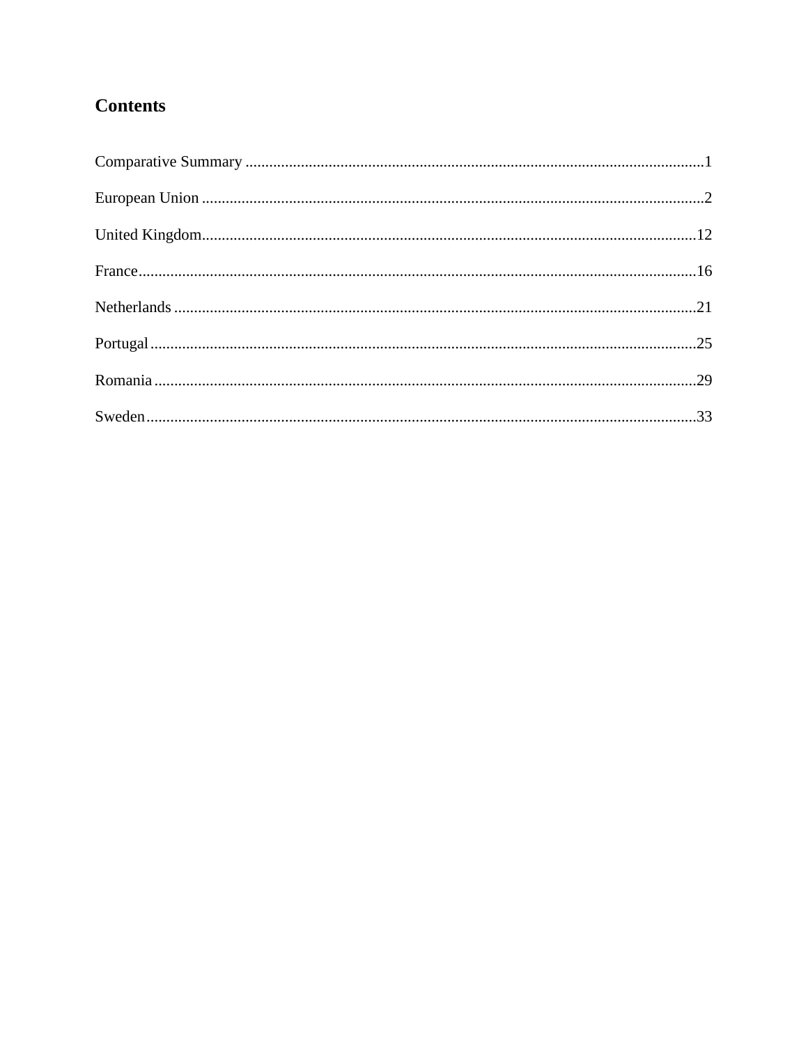## Contents

Comparative Summary ....................................................................................................................1

European Union .............................................................................................................................2

United Kingdom............................................................................................................................12

France............................................................................................................................................16

Netherlands ...................................................................................................................................21

Portugal.........................................................................................................................................25

Romania........................................................................................................................................29

Sweden..........................................................................................................................................33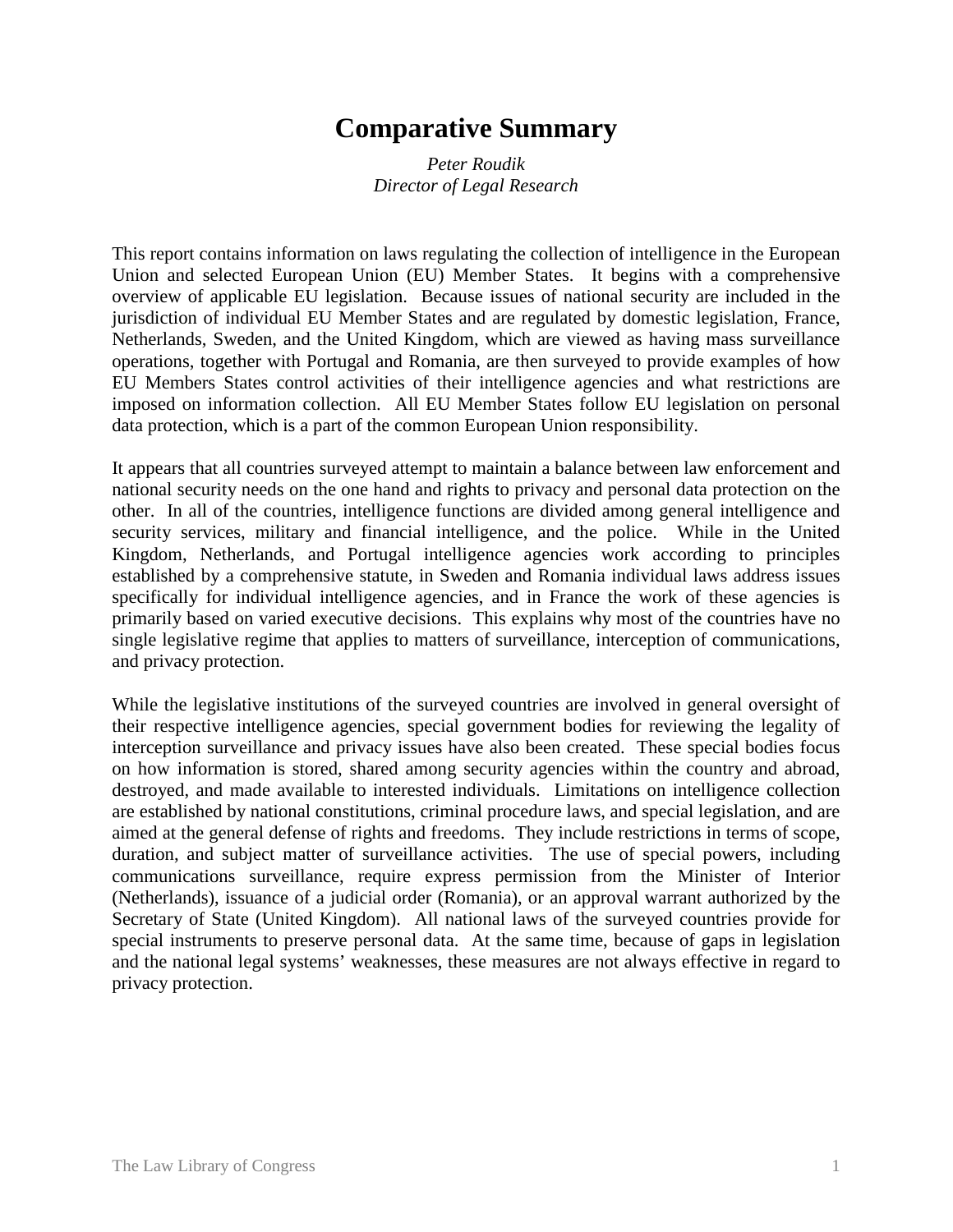# Comparative Summary

*Peter Roudik*
*Director of Legal Research*

This report contains information on laws regulating the collection of intelligence in the European Union and selected European Union (EU) Member States. It begins with a comprehensive overview of applicable EU legislation. Because issues of national security are included in the jurisdiction of individual EU Member States and are regulated by domestic legislation, France, Netherlands, Sweden, and the United Kingdom, which are viewed as having mass surveillance operations, together with Portugal and Romania, are then surveyed to provide examples of how EU Members States control activities of their intelligence agencies and what restrictions are imposed on information collection. All EU Member States follow EU legislation on personal data protection, which is a part of the common European Union responsibility.

It appears that all countries surveyed attempt to maintain a balance between law enforcement and national security needs on the one hand and rights to privacy and personal data protection on the other. In all of the countries, intelligence functions are divided among general intelligence and security services, military and financial intelligence, and the police. While in the United Kingdom, Netherlands, and Portugal intelligence agencies work according to principles established by a comprehensive statute, in Sweden and Romania individual laws address issues specifically for individual intelligence agencies, and in France the work of these agencies is primarily based on varied executive decisions. This explains why most of the countries have no single legislative regime that applies to matters of surveillance, interception of communications, and privacy protection.

While the legislative institutions of the surveyed countries are involved in general oversight of their respective intelligence agencies, special government bodies for reviewing the legality of interception surveillance and privacy issues have also been created. These special bodies focus on how information is stored, shared among security agencies within the country and abroad, destroyed, and made available to interested individuals. Limitations on intelligence collection are established by national constitutions, criminal procedure laws, and special legislation, and are aimed at the general defense of rights and freedoms. They include restrictions in terms of scope, duration, and subject matter of surveillance activities. The use of special powers, including communications surveillance, require express permission from the Minister of Interior (Netherlands), issuance of a judicial order (Romania), or an approval warrant authorized by the Secretary of State (United Kingdom). All national laws of the surveyed countries provide for special instruments to preserve personal data. At the same time, because of gaps in legislation and the national legal systems' weaknesses, these measures are not always effective in regard to privacy protection.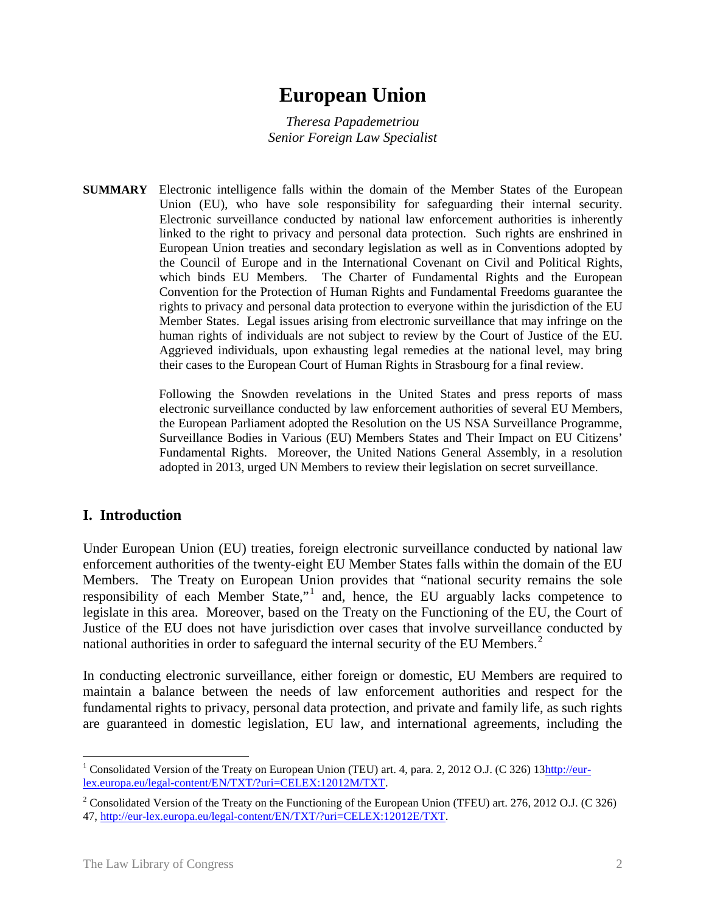# European Union

*Theresa Papademetriou*
*Senior Foreign Law Specialist*

**SUMMARY** Electronic intelligence falls within the domain of the Member States of the European Union (EU), who have sole responsibility for safeguarding their internal security. Electronic surveillance conducted by national law enforcement authorities is inherently linked to the right to privacy and personal data protection. Such rights are enshrined in European Union treaties and secondary legislation as well as in Conventions adopted by the Council of Europe and in the International Covenant on Civil and Political Rights, which binds EU Members. The Charter of Fundamental Rights and the European Convention for the Protection of Human Rights and Fundamental Freedoms guarantee the rights to privacy and personal data protection to everyone within the jurisdiction of the EU Member States. Legal issues arising from electronic surveillance that may infringe on the human rights of individuals are not subject to review by the Court of Justice of the EU. Aggrieved individuals, upon exhausting legal remedies at the national level, may bring their cases to the European Court of Human Rights in Strasbourg for a final review.

Following the Snowden revelations in the United States and press reports of mass electronic surveillance conducted by law enforcement authorities of several EU Members, the European Parliament adopted the Resolution on the US NSA Surveillance Programme, Surveillance Bodies in Various (EU) Members States and Their Impact on EU Citizens' Fundamental Rights. Moreover, the United Nations General Assembly, in a resolution adopted in 2013, urged UN Members to review their legislation on secret surveillance.

## I. Introduction

Under European Union (EU) treaties, foreign electronic surveillance conducted by national law enforcement authorities of the twenty-eight EU Member States falls within the domain of the EU Members. The Treaty on European Union provides that "national security remains the sole responsibility of each Member State,"[1] and, hence, the EU arguably lacks competence to legislate in this area. Moreover, based on the Treaty on the Functioning of the EU, the Court of Justice of the EU does not have jurisdiction over cases that involve surveillance conducted by national authorities in order to safeguard the internal security of the EU Members.[2]

In conducting electronic surveillance, either foreign or domestic, EU Members are required to maintain a balance between the needs of law enforcement authorities and respect for the fundamental rights to privacy, personal data protection, and private and family life, as such rights are guaranteed in domestic legislation, EU law, and international agreements, including the

[1] Consolidated Version of the Treaty on European Union (TEU) art. 4, para. 2, 2012 O.J. (C 326) 13http://eur-lex.europa.eu/legal-content/EN/TXT/?uri=CELEX:12012M/TXT.

[2] Consolidated Version of the Treaty on the Functioning of the European Union (TFEU) art. 276, 2012 O.J. (C 326) 47, http://eur-lex.europa.eu/legal-content/EN/TXT/?uri=CELEX:12012E/TXT.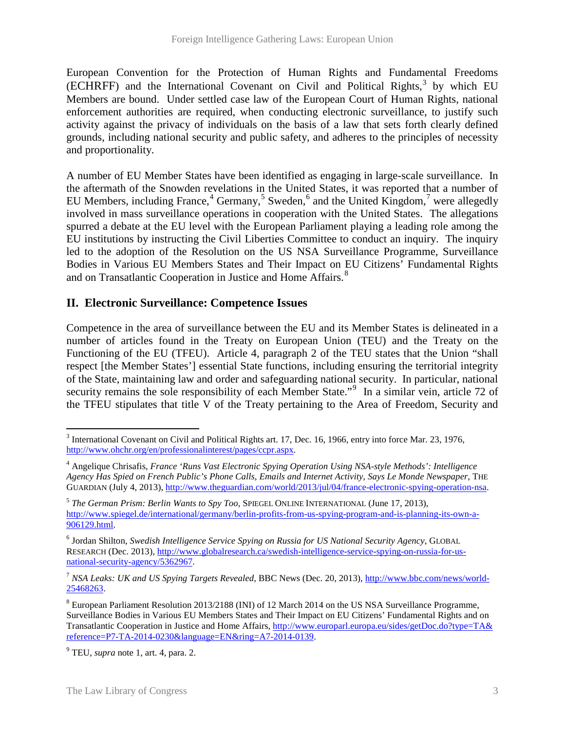European Convention for the Protection of Human Rights and Fundamental Freedoms (ECHRFF) and the International Covenant on Civil and Political Rights,[3] by which EU Members are bound. Under settled case law of the European Court of Human Rights, national enforcement authorities are required, when conducting electronic surveillance, to justify such activity against the privacy of individuals on the basis of a law that sets forth clearly defined grounds, including national security and public safety, and adheres to the principles of necessity and proportionality.

A number of EU Member States have been identified as engaging in large-scale surveillance. In the aftermath of the Snowden revelations in the United States, it was reported that a number of EU Members, including France,[4] Germany,[5] Sweden,[6] and the United Kingdom,[7] were allegedly involved in mass surveillance operations in cooperation with the United States. The allegations spurred a debate at the EU level with the European Parliament playing a leading role among the EU institutions by instructing the Civil Liberties Committee to conduct an inquiry. The inquiry led to the adoption of the Resolution on the US NSA Surveillance Programme, Surveillance Bodies in Various EU Members States and Their Impact on EU Citizens' Fundamental Rights and on Transatlantic Cooperation in Justice and Home Affairs.[8]

## II. Electronic Surveillance: Competence Issues

Competence in the area of surveillance between the EU and its Member States is delineated in a number of articles found in the Treaty on European Union (TEU) and the Treaty on the Functioning of the EU (TFEU). Article 4, paragraph 2 of the TEU states that the Union "shall respect [the Member States'] essential State functions, including ensuring the territorial integrity of the State, maintaining law and order and safeguarding national security. In particular, national security remains the sole responsibility of each Member State."[9] In a similar vein, article 72 of the TFEU stipulates that title V of the Treaty pertaining to the Area of Freedom, Security and

---

[3] International Covenant on Civil and Political Rights art. 17, Dec. 16, 1966, entry into force Mar. 23, 1976, http://www.ohchr.org/en/professionalinterest/pages/ccpr.aspx.

[4] Angelique Chrisafis, *France 'Runs Vast Electronic Spying Operation Using NSA-style Methods': Intelligence Agency Has Spied on French Public's Phone Calls, Emails and Internet Activity, Says Le Monde Newspaper*, THE GUARDIAN (July 4, 2013), http://www.theguardian.com/world/2013/jul/04/france-electronic-spying-operation-nsa.

[5] *The German Prism: Berlin Wants to Spy Too*, SPIEGEL ONLINE INTERNATIONAL (June 17, 2013), http://www.spiegel.de/international/germany/berlin-profits-from-us-spying-program-and-is-planning-its-own-a-906129.html.

[6] Jordan Shilton, *Swedish Intelligence Service Spying on Russia for US National Security Agency*, GLOBAL RESEARCH (Dec. 2013), http://www.globalresearch.ca/swedish-intelligence-service-spying-on-russia-for-us-national-security-agency/5362967.

[7] *NSA Leaks: UK and US Spying Targets Revealed*, BBC News (Dec. 20, 2013), http://www.bbc.com/news/world-25468263.

[8] European Parliament Resolution 2013/2188 (INI) of 12 March 2014 on the US NSA Surveillance Programme, Surveillance Bodies in Various EU Members States and Their Impact on EU Citizens' Fundamental Rights and on Transatlantic Cooperation in Justice and Home Affairs, http://www.europarl.europa.eu/sides/getDoc.do?type=TA&reference=P7-TA-2014-0230&language=EN&ring=A7-2014-0139.

[9] TEU, *supra* note 1, art. 4, para. 2.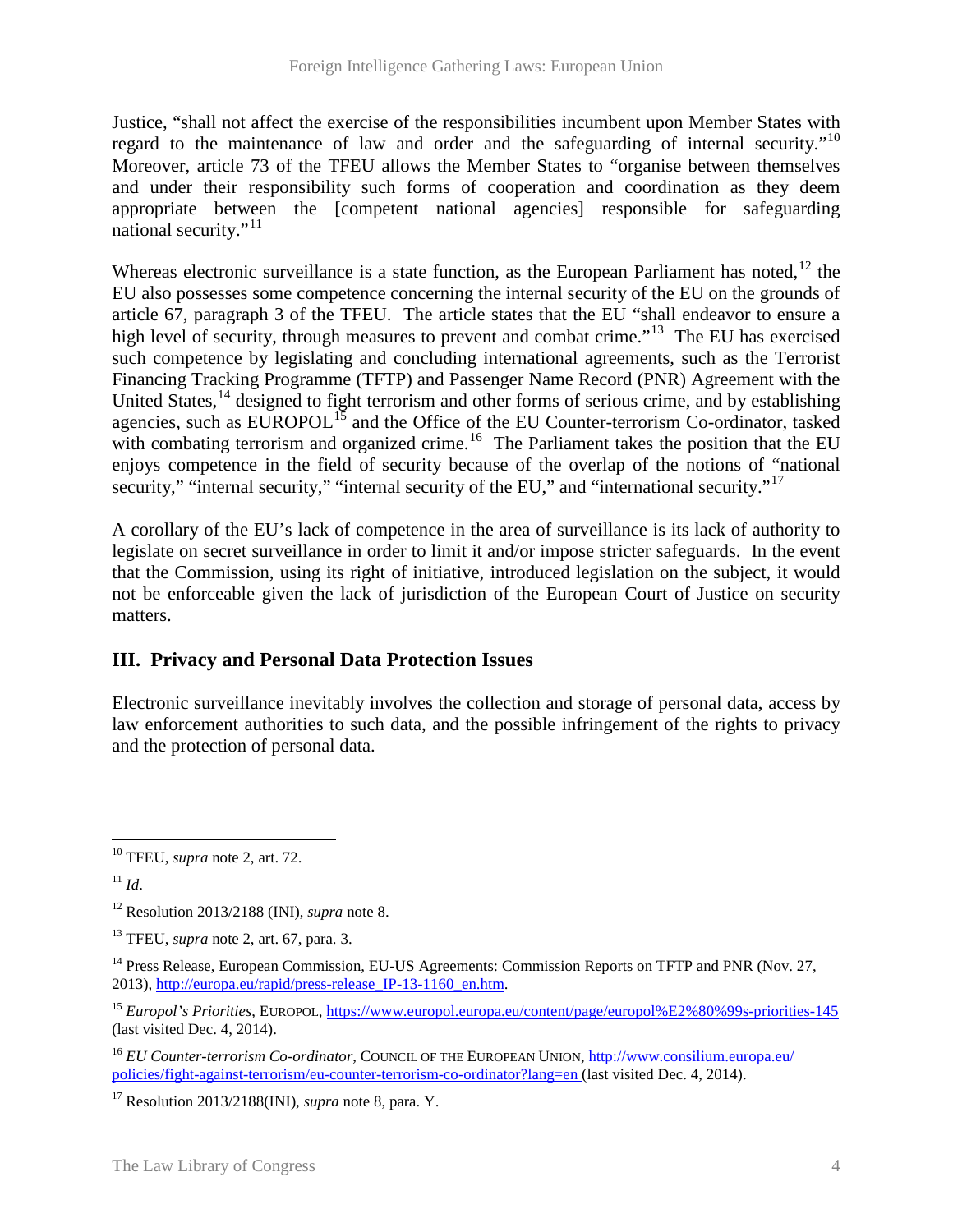Justice, "shall not affect the exercise of the responsibilities incumbent upon Member States with regard to the maintenance of law and order and the safeguarding of internal security."[10] Moreover, article 73 of the TFEU allows the Member States to "organise between themselves and under their responsibility such forms of cooperation and coordination as they deem appropriate between the [competent national agencies] responsible for safeguarding national security."[11]

Whereas electronic surveillance is a state function, as the European Parliament has noted,[12] the EU also possesses some competence concerning the internal security of the EU on the grounds of article 67, paragraph 3 of the TFEU. The article states that the EU "shall endeavor to ensure a high level of security, through measures to prevent and combat crime."[13] The EU has exercised such competence by legislating and concluding international agreements, such as the Terrorist Financing Tracking Programme (TFTP) and Passenger Name Record (PNR) Agreement with the United States,[14] designed to fight terrorism and other forms of serious crime, and by establishing agencies, such as EUROPOL[15] and the Office of the EU Counter-terrorism Co-ordinator, tasked with combating terrorism and organized crime.[16] The Parliament takes the position that the EU enjoys competence in the field of security because of the overlap of the notions of "national security," "internal security," "internal security of the EU," and "international security."[17]

A corollary of the EU's lack of competence in the area of surveillance is its lack of authority to legislate on secret surveillance in order to limit it and/or impose stricter safeguards. In the event that the Commission, using its right of initiative, introduced legislation on the subject, it would not be enforceable given the lack of jurisdiction of the European Court of Justice on security matters.

## III. Privacy and Personal Data Protection Issues

Electronic surveillance inevitably involves the collection and storage of personal data, access by law enforcement authorities to such data, and the possible infringement of the rights to privacy and the protection of personal data.

---

[10] TFEU, *supra* note 2, art. 72.

[11] *Id*.

[12] Resolution 2013/2188 (INI), *supra* note 8.

[13] TFEU, *supra* note 2, art. 67, para. 3.

[14] Press Release, European Commission, EU-US Agreements: Commission Reports on TFTP and PNR (Nov. 27, 2013), http://europa.eu/rapid/press-release_IP-13-1160_en.htm.

[15] *Europol's Priorities*, EUROPOL, https://www.europol.europa.eu/content/page/europol%E2%80%99s-priorities-145 (last visited Dec. 4, 2014).

[16] *EU Counter-terrorism Co-ordinator*, COUNCIL OF THE EUROPEAN UNION, http://www.consilium.europa.eu/policies/fight-against-terrorism/eu-counter-terrorism-co-ordinator?lang=en (last visited Dec. 4, 2014).

[17] Resolution 2013/2188(INI), *supra* note 8, para. Y.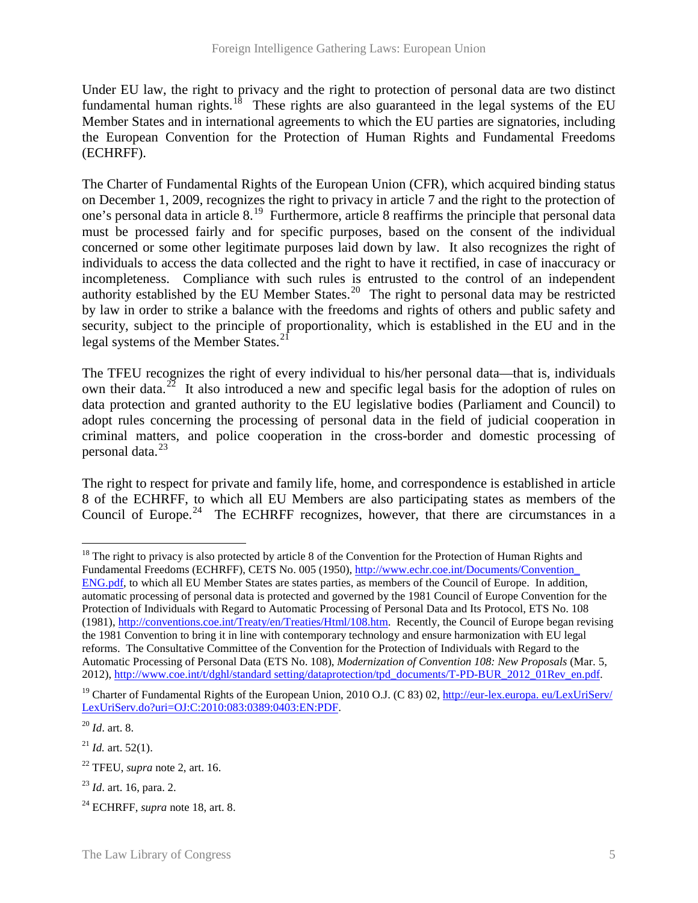Under EU law, the right to privacy and the right to protection of personal data are two distinct fundamental human rights.[18] These rights are also guaranteed in the legal systems of the EU Member States and in international agreements to which the EU parties are signatories, including the European Convention for the Protection of Human Rights and Fundamental Freedoms (ECHRFF).

The Charter of Fundamental Rights of the European Union (CFR), which acquired binding status on December 1, 2009, recognizes the right to privacy in article 7 and the right to the protection of one's personal data in article 8.[19] Furthermore, article 8 reaffirms the principle that personal data must be processed fairly and for specific purposes, based on the consent of the individual concerned or some other legitimate purposes laid down by law. It also recognizes the right of individuals to access the data collected and the right to have it rectified, in case of inaccuracy or incompleteness. Compliance with such rules is entrusted to the control of an independent authority established by the EU Member States.[20] The right to personal data may be restricted by law in order to strike a balance with the freedoms and rights of others and public safety and security, subject to the principle of proportionality, which is established in the EU and in the legal systems of the Member States.[21]

The TFEU recognizes the right of every individual to his/her personal data—that is, individuals own their data.[22] It also introduced a new and specific legal basis for the adoption of rules on data protection and granted authority to the EU legislative bodies (Parliament and Council) to adopt rules concerning the processing of personal data in the field of judicial cooperation in criminal matters, and police cooperation in the cross-border and domestic processing of personal data.[23]

The right to respect for private and family life, home, and correspondence is established in article 8 of the ECHRFF, to which all EU Members are also participating states as members of the Council of Europe.[24] The ECHRFF recognizes, however, that there are circumstances in a

---

[18] The right to privacy is also protected by article 8 of the Convention for the Protection of Human Rights and Fundamental Freedoms (ECHRFF), CETS No. 005 (1950), http://www.echr.coe.int/Documents/Convention_ENG.pdf, to which all EU Member States are states parties, as members of the Council of Europe. In addition, automatic processing of personal data is protected and governed by the 1981 Council of Europe Convention for the Protection of Individuals with Regard to Automatic Processing of Personal Data and Its Protocol, ETS No. 108 (1981), http://conventions.coe.int/Treaty/en/Treaties/Html/108.htm. Recently, the Council of Europe began revising the 1981 Convention to bring it in line with contemporary technology and ensure harmonization with EU legal reforms. The Consultative Committee of the Convention for the Protection of Individuals with Regard to the Automatic Processing of Personal Data (ETS No. 108), *Modernization of Convention 108: New Proposals* (Mar. 5, 2012), http://www.coe.int/t/dghl/standard setting/dataprotection/tpd_documents/T-PD-BUR_2012_01Rev_en.pdf.

[19] Charter of Fundamental Rights of the European Union, 2010 O.J. (C 83) 02, http://eur-lex.europa. eu/LexUriServ/LexUriServ.do?uri=OJ:C:2010:083:0389:0403:EN:PDF.

[20] *Id*. art. 8.

[21] *Id.* art. 52(1).

[22] TFEU, *supra* note 2, art. 16.

[23] *Id*. art. 16, para. 2.

[24] ECHRFF, *supra* note 18, art. 8.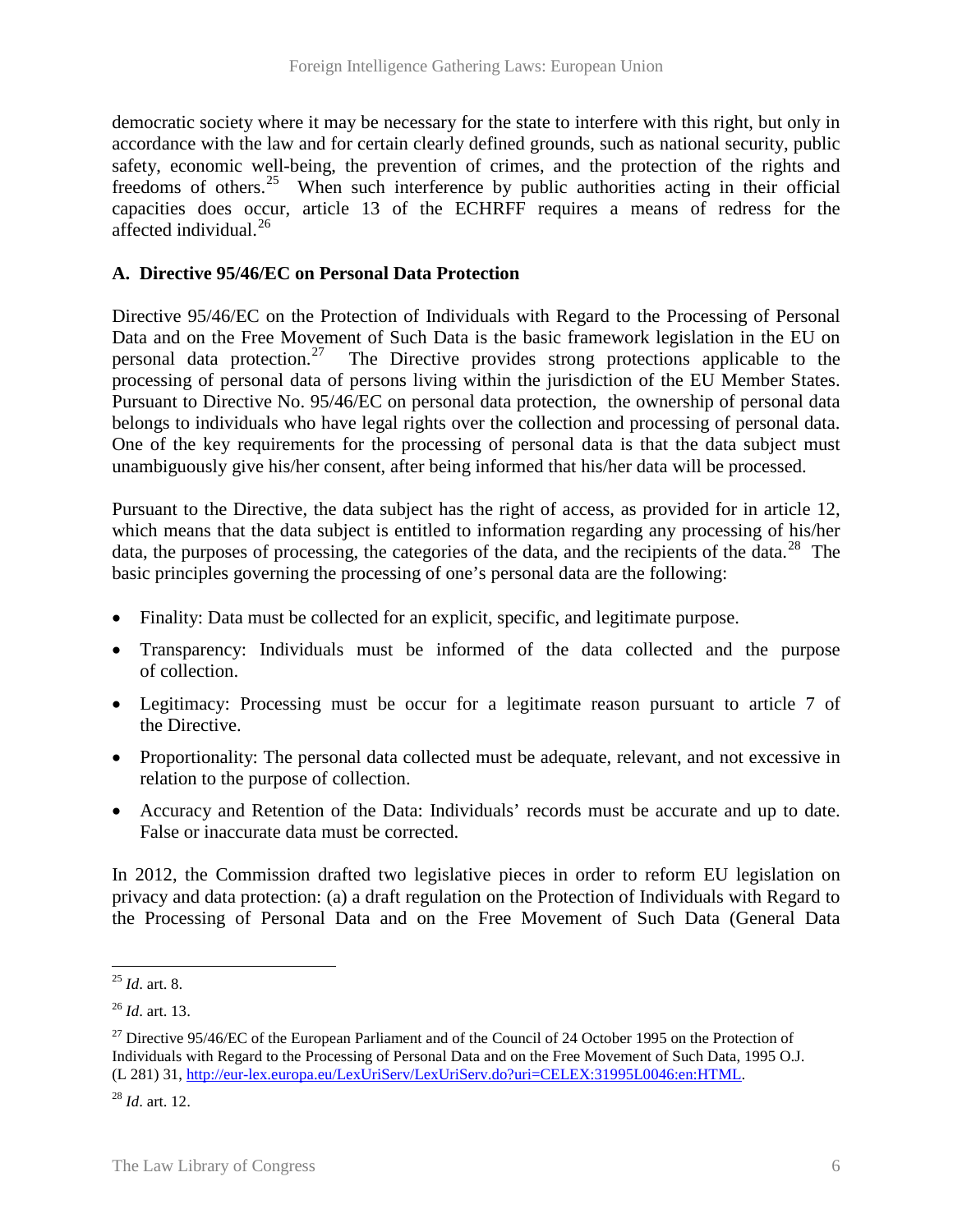democratic society where it may be necessary for the state to interfere with this right, but only in accordance with the law and for certain clearly defined grounds, such as national security, public safety, economic well-being, the prevention of crimes, and the protection of the rights and freedoms of others.[25] When such interference by public authorities acting in their official capacities does occur, article 13 of the ECHRFF requires a means of redress for the affected individual.[26]

### A. Directive 95/46/EC on Personal Data Protection

Directive 95/46/EC on the Protection of Individuals with Regard to the Processing of Personal Data and on the Free Movement of Such Data is the basic framework legislation in the EU on personal data protection.[27] The Directive provides strong protections applicable to the processing of personal data of persons living within the jurisdiction of the EU Member States. Pursuant to Directive No. 95/46/EC on personal data protection, the ownership of personal data belongs to individuals who have legal rights over the collection and processing of personal data. One of the key requirements for the processing of personal data is that the data subject must unambiguously give his/her consent, after being informed that his/her data will be processed.

Pursuant to the Directive, the data subject has the right of access, as provided for in article 12, which means that the data subject is entitled to information regarding any processing of his/her data, the purposes of processing, the categories of the data, and the recipients of the data.[28] The basic principles governing the processing of one's personal data are the following:

- Finality: Data must be collected for an explicit, specific, and legitimate purpose.
- Transparency: Individuals must be informed of the data collected and the purpose of collection.
- Legitimacy: Processing must be occur for a legitimate reason pursuant to article 7 of the Directive.
- Proportionality: The personal data collected must be adequate, relevant, and not excessive in relation to the purpose of collection.
- Accuracy and Retention of the Data: Individuals' records must be accurate and up to date. False or inaccurate data must be corrected.

In 2012, the Commission drafted two legislative pieces in order to reform EU legislation on privacy and data protection: (a) a draft regulation on the Protection of Individuals with Regard to the Processing of Personal Data and on the Free Movement of Such Data (General Data

---

[25] *Id*. art. 8.

[26] *Id*. art. 13.

[27] Directive 95/46/EC of the European Parliament and of the Council of 24 October 1995 on the Protection of Individuals with Regard to the Processing of Personal Data and on the Free Movement of Such Data, 1995 O.J. (L 281) 31, http://eur-lex.europa.eu/LexUriServ/LexUriServ.do?uri=CELEX:31995L0046:en:HTML.

[28] *Id*. art. 12.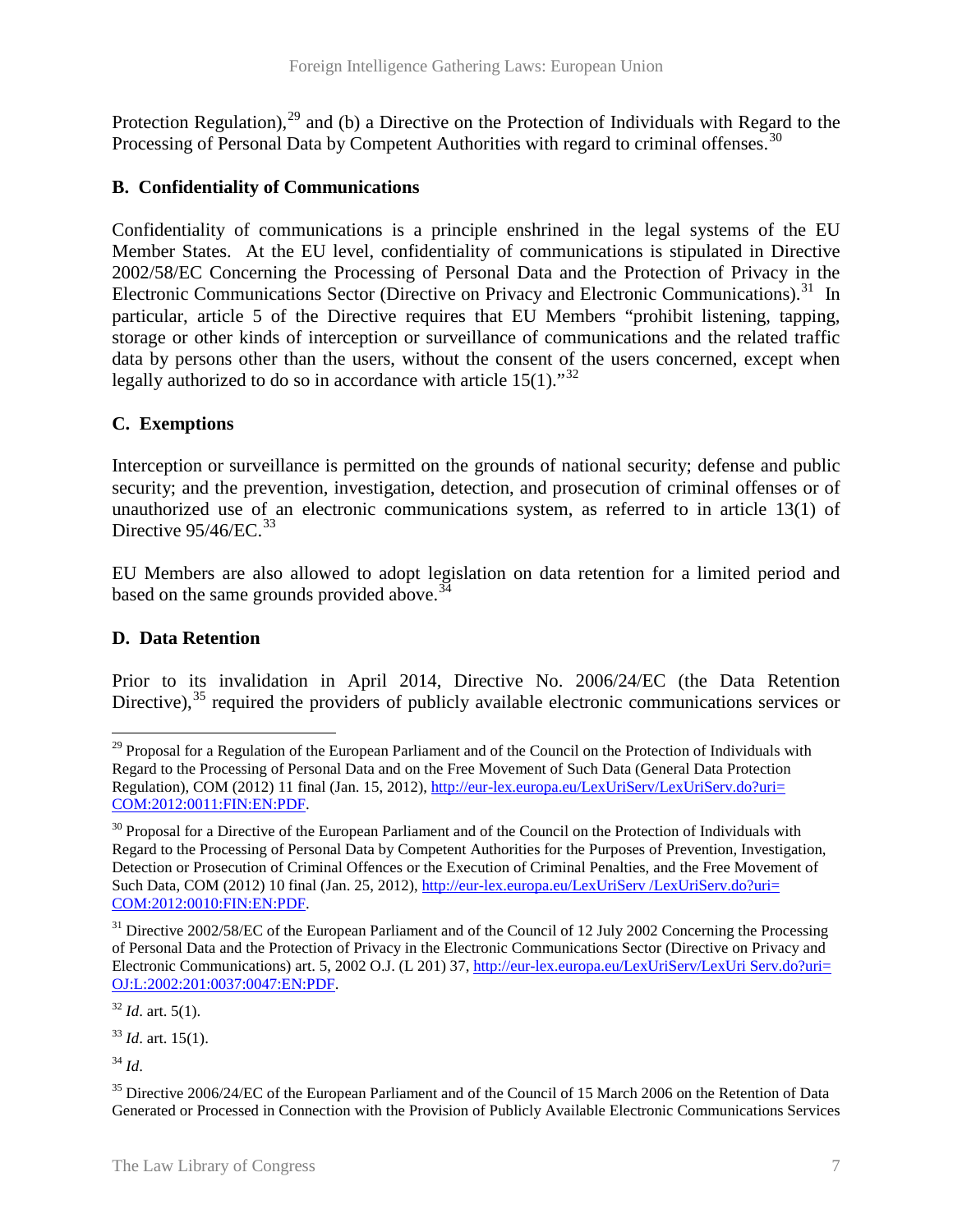Protection Regulation),[29] and (b) a Directive on the Protection of Individuals with Regard to the Processing of Personal Data by Competent Authorities with regard to criminal offenses.[30]

### B. Confidentiality of Communications

Confidentiality of communications is a principle enshrined in the legal systems of the EU Member States. At the EU level, confidentiality of communications is stipulated in Directive 2002/58/EC Concerning the Processing of Personal Data and the Protection of Privacy in the Electronic Communications Sector (Directive on Privacy and Electronic Communications).[31] In particular, article 5 of the Directive requires that EU Members "prohibit listening, tapping, storage or other kinds of interception or surveillance of communications and the related traffic data by persons other than the users, without the consent of the users concerned, except when legally authorized to do so in accordance with article 15(1)."[32]

### C. Exemptions

Interception or surveillance is permitted on the grounds of national security; defense and public security; and the prevention, investigation, detection, and prosecution of criminal offenses or of unauthorized use of an electronic communications system, as referred to in article 13(1) of Directive 95/46/EC.[33]

EU Members are also allowed to adopt legislation on data retention for a limited period and based on the same grounds provided above.[34]

### D. Data Retention

Prior to its invalidation in April 2014, Directive No. 2006/24/EC (the Data Retention Directive),[35] required the providers of publicly available electronic communications services or

---

[29] Proposal for a Regulation of the European Parliament and of the Council on the Protection of Individuals with Regard to the Processing of Personal Data and on the Free Movement of Such Data (General Data Protection Regulation), COM (2012) 11 final (Jan. 15, 2012), http://eur-lex.europa.eu/LexUriServ/LexUriServ.do?uri=COM:2012:0011:FIN:EN:PDF.

[30] Proposal for a Directive of the European Parliament and of the Council on the Protection of Individuals with Regard to the Processing of Personal Data by Competent Authorities for the Purposes of Prevention, Investigation, Detection or Prosecution of Criminal Offences or the Execution of Criminal Penalties, and the Free Movement of Such Data, COM (2012) 10 final (Jan. 25, 2012), http://eur-lex.europa.eu/LexUriServ /LexUriServ.do?uri=COM:2012:0010:FIN:EN:PDF.

[31] Directive 2002/58/EC of the European Parliament and of the Council of 12 July 2002 Concerning the Processing of Personal Data and the Protection of Privacy in the Electronic Communications Sector (Directive on Privacy and Electronic Communications) art. 5, 2002 O.J. (L 201) 37, http://eur-lex.europa.eu/LexUriServ/LexUri Serv.do?uri=OJ:L:2002:201:0037:0047:EN:PDF.

[32] *Id*. art. 5(1).

[33] *Id*. art. 15(1).

[34] *Id*.

[35] Directive 2006/24/EC of the European Parliament and of the Council of 15 March 2006 on the Retention of Data Generated or Processed in Connection with the Provision of Publicly Available Electronic Communications Services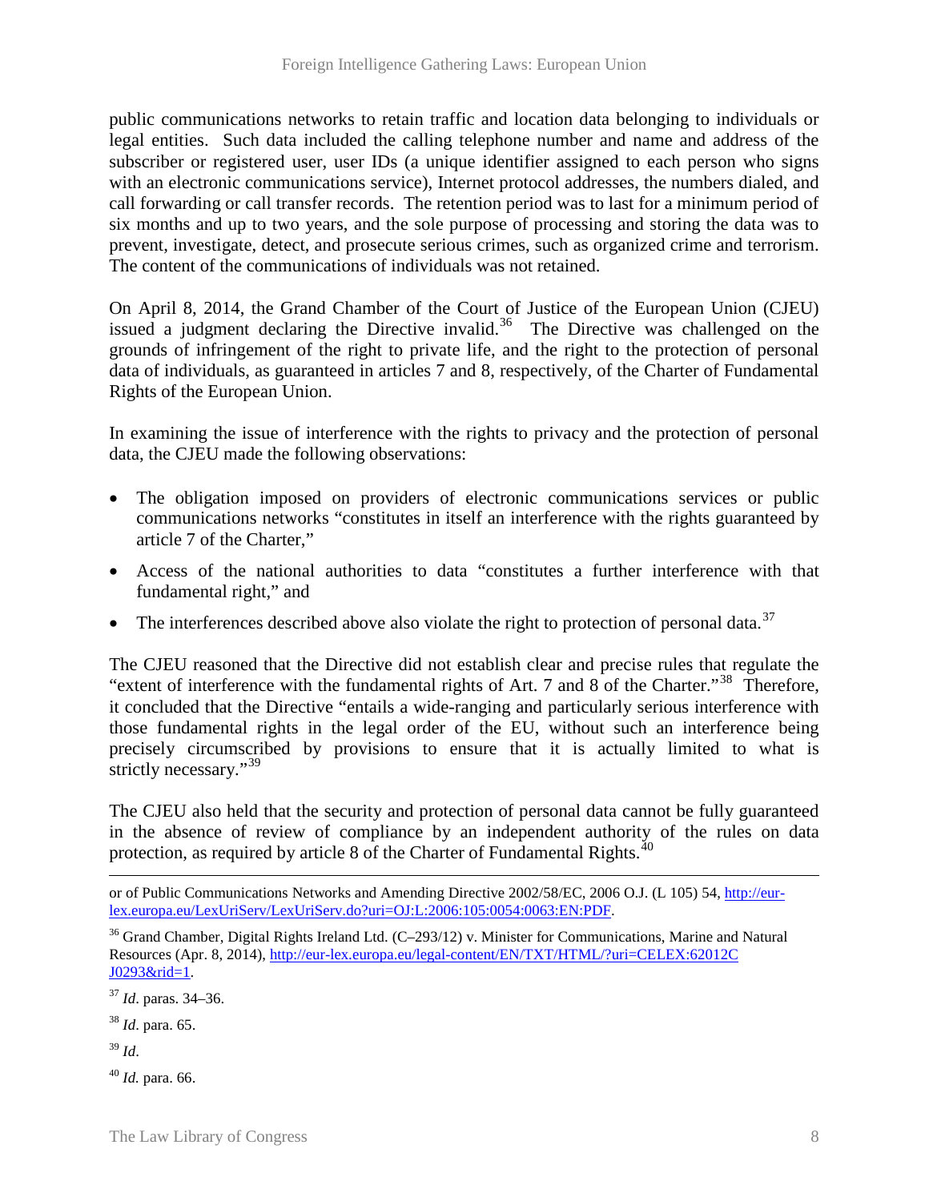public communications networks to retain traffic and location data belonging to individuals or legal entities. Such data included the calling telephone number and name and address of the subscriber or registered user, user IDs (a unique identifier assigned to each person who signs with an electronic communications service), Internet protocol addresses, the numbers dialed, and call forwarding or call transfer records. The retention period was to last for a minimum period of six months and up to two years, and the sole purpose of processing and storing the data was to prevent, investigate, detect, and prosecute serious crimes, such as organized crime and terrorism. The content of the communications of individuals was not retained.

On April 8, 2014, the Grand Chamber of the Court of Justice of the European Union (CJEU) issued a judgment declaring the Directive invalid.[36] The Directive was challenged on the grounds of infringement of the right to private life, and the right to the protection of personal data of individuals, as guaranteed in articles 7 and 8, respectively, of the Charter of Fundamental Rights of the European Union.

In examining the issue of interference with the rights to privacy and the protection of personal data, the CJEU made the following observations:

- The obligation imposed on providers of electronic communications services or public communications networks "constitutes in itself an interference with the rights guaranteed by article 7 of the Charter,"
- Access of the national authorities to data "constitutes a further interference with that fundamental right," and
- The interferences described above also violate the right to protection of personal data.[37]

The CJEU reasoned that the Directive did not establish clear and precise rules that regulate the "extent of interference with the fundamental rights of Art. 7 and 8 of the Charter."[38] Therefore, it concluded that the Directive "entails a wide-ranging and particularly serious interference with those fundamental rights in the legal order of the EU, without such an interference being precisely circumscribed by provisions to ensure that it is actually limited to what is strictly necessary."[39]

The CJEU also held that the security and protection of personal data cannot be fully guaranteed in the absence of review of compliance by an independent authority of the rules on data protection, as required by article 8 of the Charter of Fundamental Rights.[40]

---

or of Public Communications Networks and Amending Directive 2002/58/EC, 2006 O.J. (L 105) 54, [http://eur-lex.europa.eu/LexUriServ/LexUriServ.do?uri=OJ:L:2006:105:0054:0063:EN:PDF](http://eur-lex.europa.eu/LexUriServ/LexUriServ.do?uri=OJ:L:2006:105:0054:0063:EN:PDF).

[36] Grand Chamber, Digital Rights Ireland Ltd. (C–293/12) v. Minister for Communications, Marine and Natural Resources (Apr. 8, 2014), [http://eur-lex.europa.eu/legal-content/EN/TXT/HTML/?uri=CELEX:62012CJ0293&rid=1](http://eur-lex.europa.eu/legal-content/EN/TXT/HTML/?uri=CELEX:62012CJ0293&rid=1).

[37] *Id.* paras. 34–36.

[38] *Id.* para. 65.

[39] *Id.*

[40] *Id.* para. 66.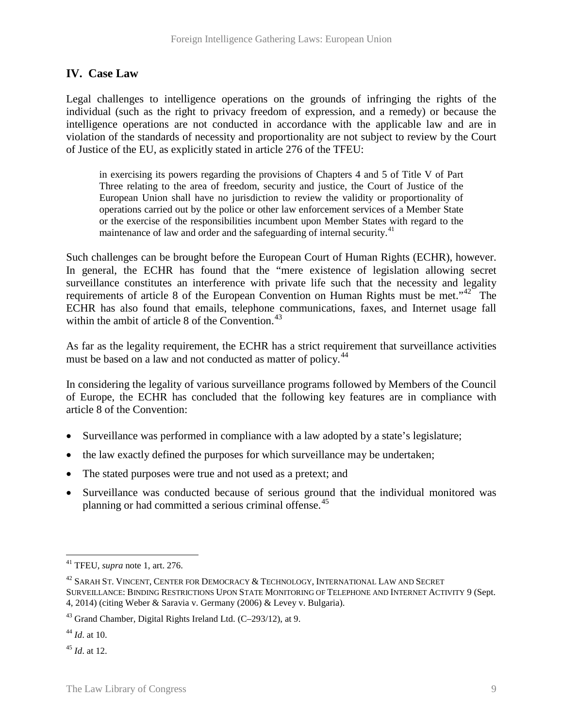## IV. Case Law

Legal challenges to intelligence operations on the grounds of infringing the rights of the individual (such as the right to privacy freedom of expression, and a remedy) or because the intelligence operations are not conducted in accordance with the applicable law and are in violation of the standards of necessity and proportionality are not subject to review by the Court of Justice of the EU, as explicitly stated in article 276 of the TFEU:

> in exercising its powers regarding the provisions of Chapters 4 and 5 of Title V of Part Three relating to the area of freedom, security and justice, the Court of Justice of the European Union shall have no jurisdiction to review the validity or proportionality of operations carried out by the police or other law enforcement services of a Member State or the exercise of the responsibilities incumbent upon Member States with regard to the maintenance of law and order and the safeguarding of internal security.[41]

Such challenges can be brought before the European Court of Human Rights (ECHR), however. In general, the ECHR has found that the "mere existence of legislation allowing secret surveillance constitutes an interference with private life such that the necessity and legality requirements of article 8 of the European Convention on Human Rights must be met."[42] The ECHR has also found that emails, telephone communications, faxes, and Internet usage fall within the ambit of article 8 of the Convention.[43]

As far as the legality requirement, the ECHR has a strict requirement that surveillance activities must be based on a law and not conducted as matter of policy.[44]

In considering the legality of various surveillance programs followed by Members of the Council of Europe, the ECHR has concluded that the following key features are in compliance with article 8 of the Convention:

- Surveillance was performed in compliance with a law adopted by a state's legislature;
- the law exactly defined the purposes for which surveillance may be undertaken;
- The stated purposes were true and not used as a pretext; and
- Surveillance was conducted because of serious ground that the individual monitored was planning or had committed a serious criminal offense.[45]

---

[41] TFEU, *supra* note 1, art. 276.

[42] SARAH ST. VINCENT, CENTER FOR DEMOCRACY & TECHNOLOGY, INTERNATIONAL LAW AND SECRET SURVEILLANCE: BINDING RESTRICTIONS UPON STATE MONITORING OF TELEPHONE AND INTERNET ACTIVITY 9 (Sept. 4, 2014) (citing Weber & Saravia v. Germany (2006) & Levey v. Bulgaria).

[43] Grand Chamber, Digital Rights Ireland Ltd. (C–293/12), at 9.

[44] *Id*. at 10.

[45] *Id*. at 12.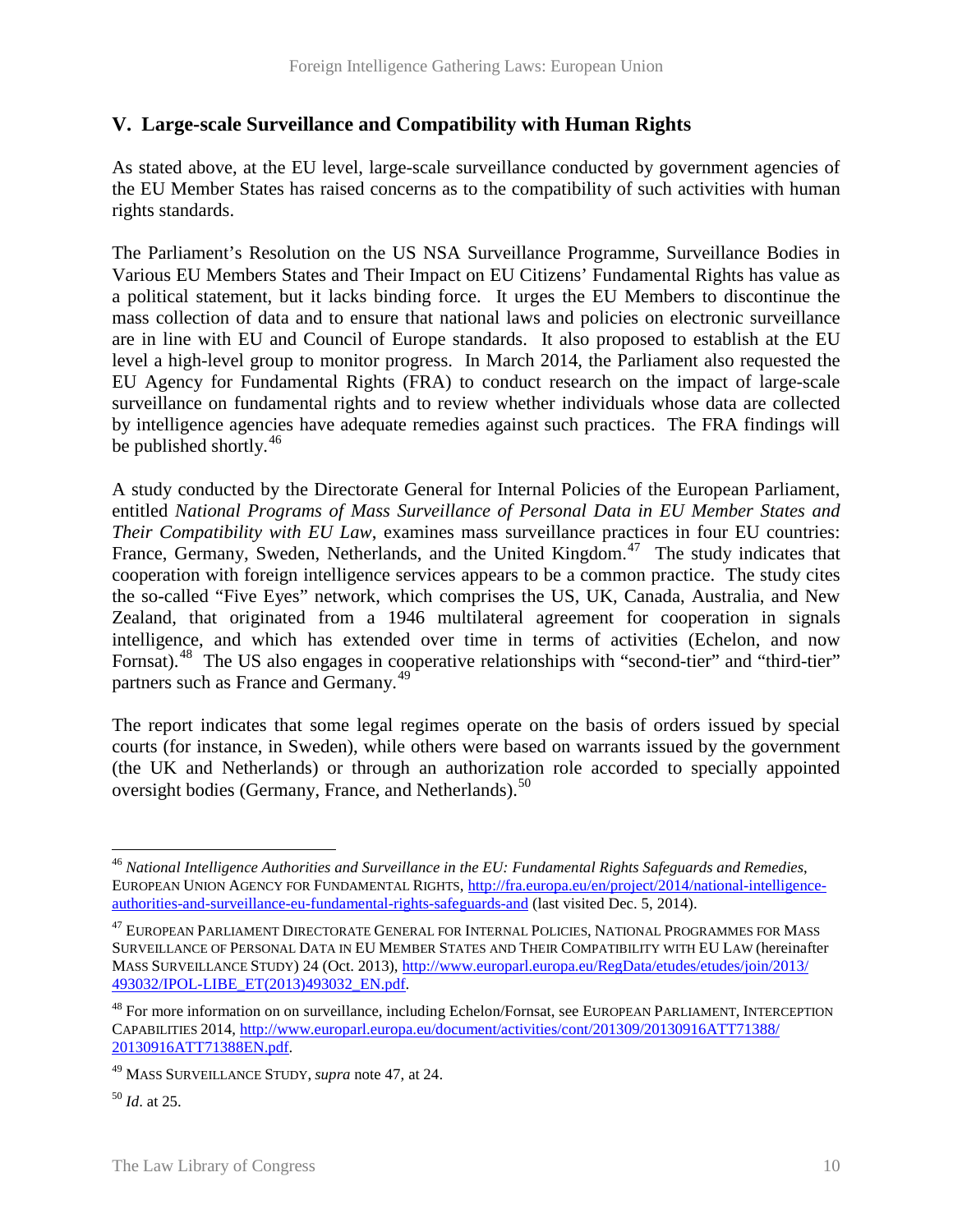## V. Large-scale Surveillance and Compatibility with Human Rights

As stated above, at the EU level, large-scale surveillance conducted by government agencies of the EU Member States has raised concerns as to the compatibility of such activities with human rights standards.

The Parliament's Resolution on the US NSA Surveillance Programme, Surveillance Bodies in Various EU Members States and Their Impact on EU Citizens' Fundamental Rights has value as a political statement, but it lacks binding force. It urges the EU Members to discontinue the mass collection of data and to ensure that national laws and policies on electronic surveillance are in line with EU and Council of Europe standards. It also proposed to establish at the EU level a high-level group to monitor progress. In March 2014, the Parliament also requested the EU Agency for Fundamental Rights (FRA) to conduct research on the impact of large-scale surveillance on fundamental rights and to review whether individuals whose data are collected by intelligence agencies have adequate remedies against such practices. The FRA findings will be published shortly.[46]

A study conducted by the Directorate General for Internal Policies of the European Parliament, entitled *National Programs of Mass Surveillance of Personal Data in EU Member States and Their Compatibility with EU Law*, examines mass surveillance practices in four EU countries: France, Germany, Sweden, Netherlands, and the United Kingdom.[47] The study indicates that cooperation with foreign intelligence services appears to be a common practice. The study cites the so-called "Five Eyes" network, which comprises the US, UK, Canada, Australia, and New Zealand, that originated from a 1946 multilateral agreement for cooperation in signals intelligence, and which has extended over time in terms of activities (Echelon, and now Fornsat).[48] The US also engages in cooperative relationships with "second-tier" and "third-tier" partners such as France and Germany.[49]

The report indicates that some legal regimes operate on the basis of orders issued by special courts (for instance, in Sweden), while others were based on warrants issued by the government (the UK and Netherlands) or through an authorization role accorded to specially appointed oversight bodies (Germany, France, and Netherlands).[50]

---

[46] *National Intelligence Authorities and Surveillance in the EU: Fundamental Rights Safeguards and Remedies*, EUROPEAN UNION AGENCY FOR FUNDAMENTAL RIGHTS, http://fra.europa.eu/en/project/2014/national-intelligence-authorities-and-surveillance-eu-fundamental-rights-safeguards-and (last visited Dec. 5, 2014).

[47] EUROPEAN PARLIAMENT DIRECTORATE GENERAL FOR INTERNAL POLICIES, NATIONAL PROGRAMMES FOR MASS SURVEILLANCE OF PERSONAL DATA IN EU MEMBER STATES AND THEIR COMPATIBILITY WITH EU LAW (hereinafter MASS SURVEILLANCE STUDY) 24 (Oct. 2013), http://www.europarl.europa.eu/RegData/etudes/etudes/join/2013/493032/IPOL-LIBE_ET(2013)493032_EN.pdf.

[48] For more information on on surveillance, including Echelon/Fornsat, see EUROPEAN PARLIAMENT, INTERCEPTION CAPABILITIES 2014, http://www.europarl.europa.eu/document/activities/cont/201309/20130916ATT71388/20130916ATT71388EN.pdf.

[49] MASS SURVEILLANCE STUDY, *supra* note 47, at 24.

[50] *Id*. at 25.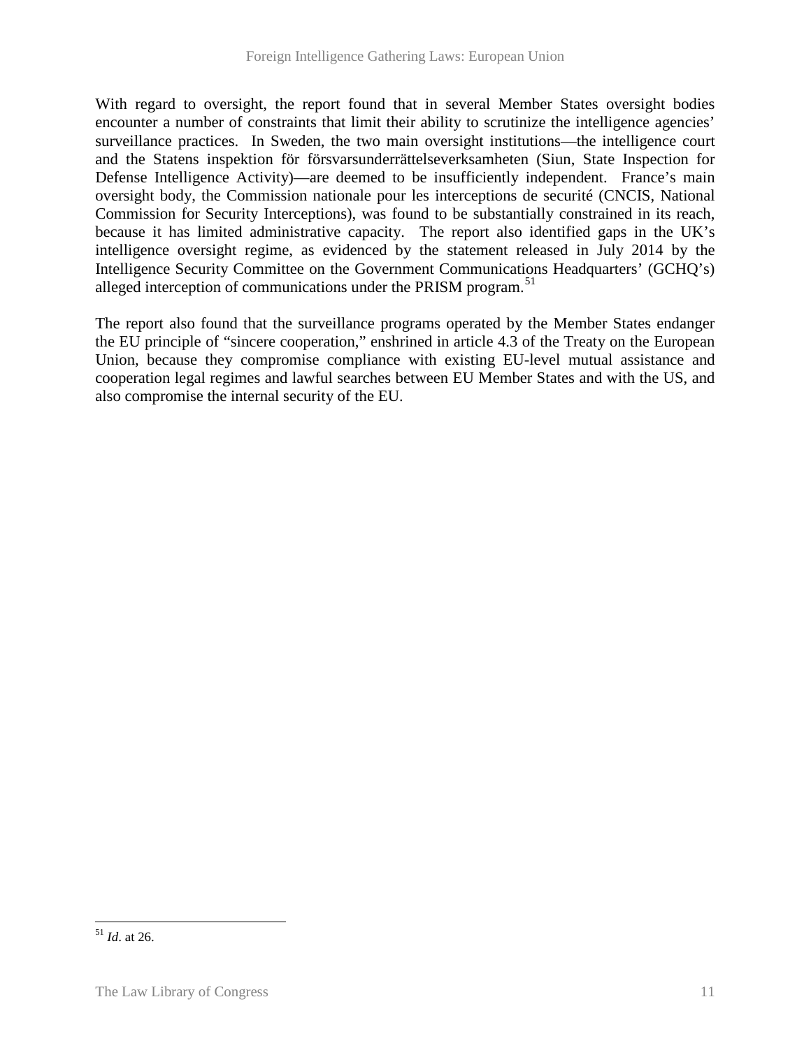With regard to oversight, the report found that in several Member States oversight bodies encounter a number of constraints that limit their ability to scrutinize the intelligence agencies' surveillance practices. In Sweden, the two main oversight institutions—the intelligence court and the Statens inspektion för försvarsunderrättelseverksamheten (Siun, State Inspection for Defense Intelligence Activity)—are deemed to be insufficiently independent. France's main oversight body, the Commission nationale pour les interceptions de securité (CNCIS, National Commission for Security Interceptions), was found to be substantially constrained in its reach, because it has limited administrative capacity. The report also identified gaps in the UK's intelligence oversight regime, as evidenced by the statement released in July 2014 by the Intelligence Security Committee on the Government Communications Headquarters' (GCHQ's) alleged interception of communications under the PRISM program.[51]

The report also found that the surveillance programs operated by the Member States endanger the EU principle of "sincere cooperation," enshrined in article 4.3 of the Treaty on the European Union, because they compromise compliance with existing EU-level mutual assistance and cooperation legal regimes and lawful searches between EU Member States and with the US, and also compromise the internal security of the EU.

---

[51] *Id*. at 26.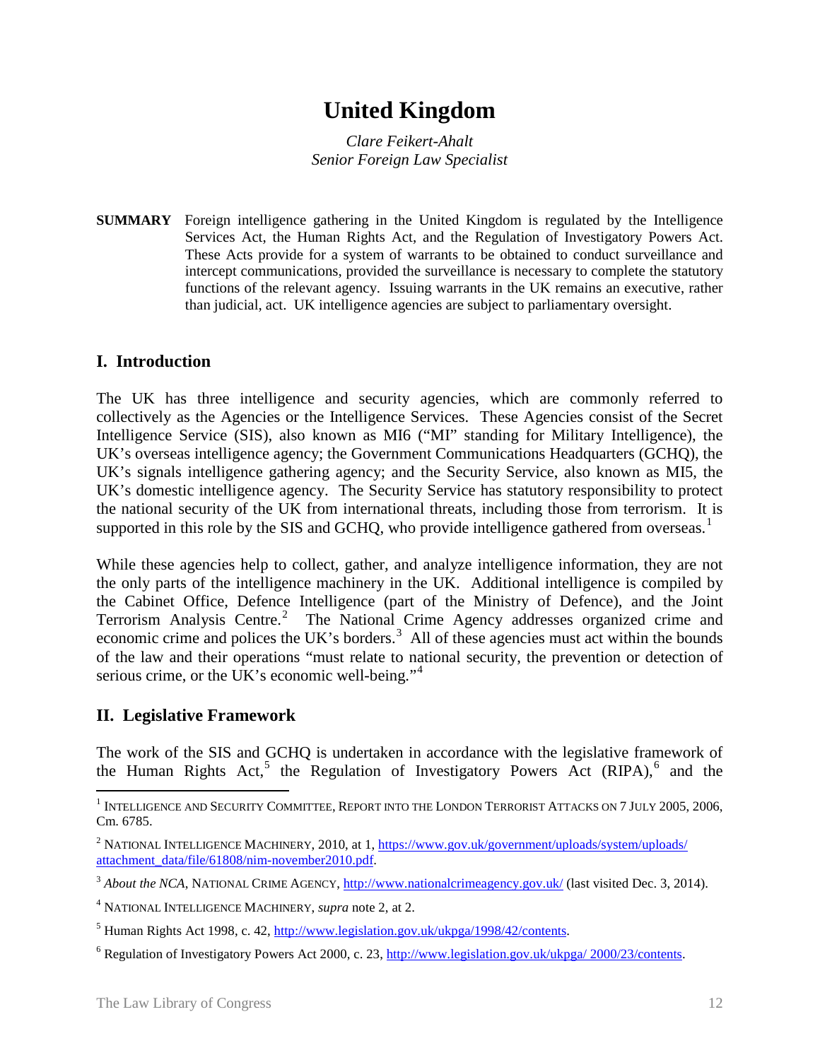# United Kingdom

*Clare Feikert-Ahalt*
*Senior Foreign Law Specialist*

**SUMMARY** Foreign intelligence gathering in the United Kingdom is regulated by the Intelligence Services Act, the Human Rights Act, and the Regulation of Investigatory Powers Act. These Acts provide for a system of warrants to be obtained to conduct surveillance and intercept communications, provided the surveillance is necessary to complete the statutory functions of the relevant agency. Issuing warrants in the UK remains an executive, rather than judicial, act. UK intelligence agencies are subject to parliamentary oversight.

## I. Introduction

The UK has three intelligence and security agencies, which are commonly referred to collectively as the Agencies or the Intelligence Services. These Agencies consist of the Secret Intelligence Service (SIS), also known as MI6 ("MI" standing for Military Intelligence), the UK's overseas intelligence agency; the Government Communications Headquarters (GCHQ), the UK's signals intelligence gathering agency; and the Security Service, also known as MI5, the UK's domestic intelligence agency. The Security Service has statutory responsibility to protect the national security of the UK from international threats, including those from terrorism. It is supported in this role by the SIS and GCHQ, who provide intelligence gathered from overseas.[1]

While these agencies help to collect, gather, and analyze intelligence information, they are not the only parts of the intelligence machinery in the UK. Additional intelligence is compiled by the Cabinet Office, Defence Intelligence (part of the Ministry of Defence), and the Joint Terrorism Analysis Centre.[2] The National Crime Agency addresses organized crime and economic crime and polices the UK's borders.[3] All of these agencies must act within the bounds of the law and their operations "must relate to national security, the prevention or detection of serious crime, or the UK's economic well-being."[4]

## II. Legislative Framework

The work of the SIS and GCHQ is undertaken in accordance with the legislative framework of the Human Rights Act,[5] the Regulation of Investigatory Powers Act (RIPA),[6] and the

---

[1] INTELLIGENCE AND SECURITY COMMITTEE, REPORT INTO THE LONDON TERRORIST ATTACKS ON 7 JULY 2005, 2006, Cm. 6785.

[2] NATIONAL INTELLIGENCE MACHINERY, 2010, at 1, https://www.gov.uk/government/uploads/system/uploads/attachment_data/file/61808/nim-november2010.pdf.

[3] *About the NCA*, NATIONAL CRIME AGENCY, http://www.nationalcrimeagency.gov.uk/ (last visited Dec. 3, 2014).

[4] NATIONAL INTELLIGENCE MACHINERY, *supra* note 2, at 2.

[5] Human Rights Act 1998, c. 42, http://www.legislation.gov.uk/ukpga/1998/42/contents.

[6] Regulation of Investigatory Powers Act 2000, c. 23, http://www.legislation.gov.uk/ukpga/ 2000/23/contents.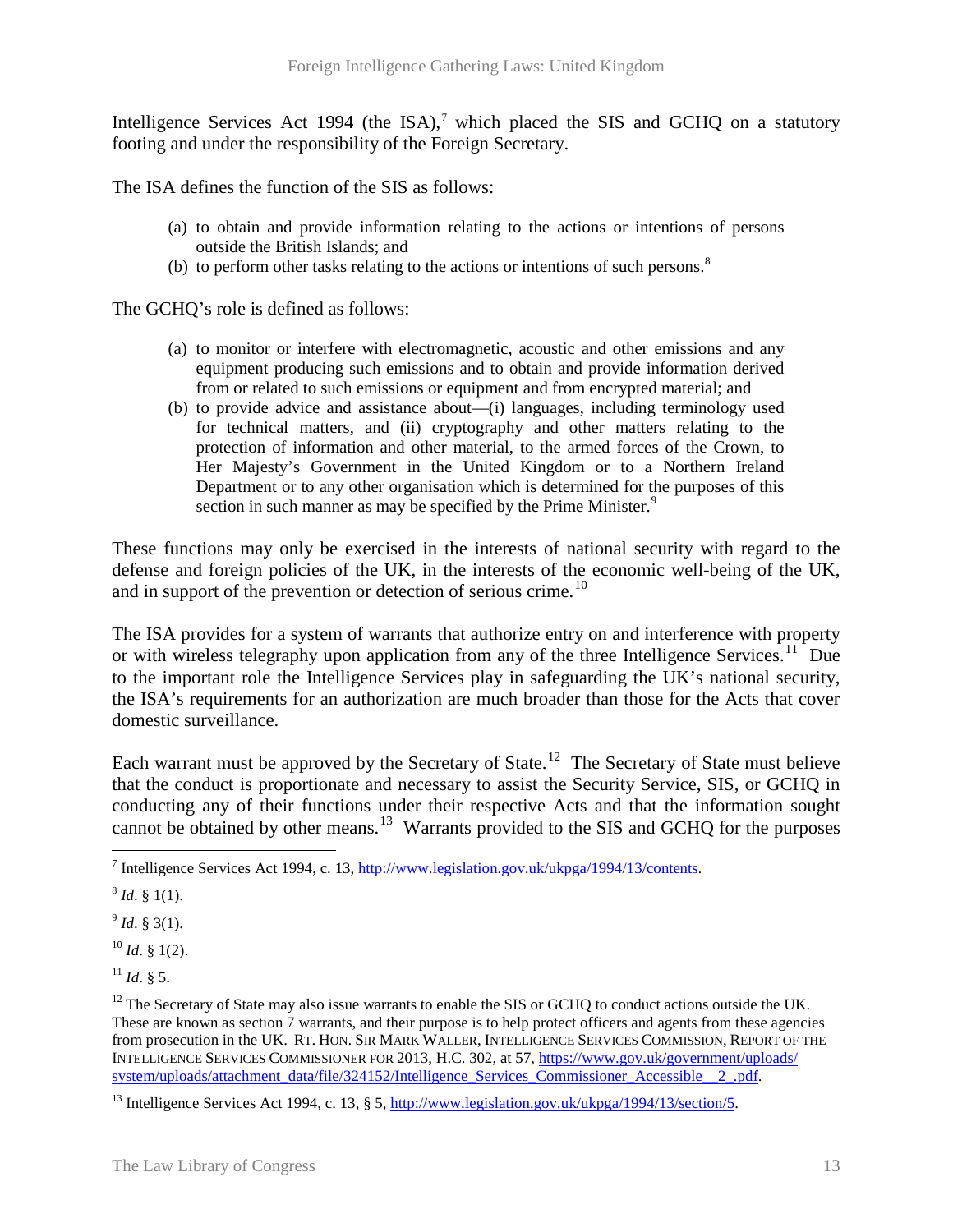Intelligence Services Act 1994 (the ISA),[7] which placed the SIS and GCHQ on a statutory footing and under the responsibility of the Foreign Secretary.

The ISA defines the function of the SIS as follows:

> (a) to obtain and provide information relating to the actions or intentions of persons outside the British Islands; and
> (b) to perform other tasks relating to the actions or intentions of such persons.[8]

The GCHQ's role is defined as follows:

> (a) to monitor or interfere with electromagnetic, acoustic and other emissions and any equipment producing such emissions and to obtain and provide information derived from or related to such emissions or equipment and from encrypted material; and
> (b) to provide advice and assistance about—(i) languages, including terminology used for technical matters, and (ii) cryptography and other matters relating to the protection of information and other material, to the armed forces of the Crown, to Her Majesty's Government in the United Kingdom or to a Northern Ireland Department or to any other organisation which is determined for the purposes of this section in such manner as may be specified by the Prime Minister.[9]

These functions may only be exercised in the interests of national security with regard to the defense and foreign policies of the UK, in the interests of the economic well-being of the UK, and in support of the prevention or detection of serious crime.[10]

The ISA provides for a system of warrants that authorize entry on and interference with property or with wireless telegraphy upon application from any of the three Intelligence Services.[11] Due to the important role the Intelligence Services play in safeguarding the UK's national security, the ISA's requirements for an authorization are much broader than those for the Acts that cover domestic surveillance.

Each warrant must be approved by the Secretary of State.[12] The Secretary of State must believe that the conduct is proportionate and necessary to assist the Security Service, SIS, or GCHQ in conducting any of their functions under their respective Acts and that the information sought cannot be obtained by other means.[13] Warrants provided to the SIS and GCHQ for the purposes

---

[7] Intelligence Services Act 1994, c. 13, http://www.legislation.gov.uk/ukpga/1994/13/contents.

[8] *Id*. § 1(1).

[9] *Id*. § 3(1).

[10] *Id*. § 1(2).

[11] *Id*. § 5.

[12] The Secretary of State may also issue warrants to enable the SIS or GCHQ to conduct actions outside the UK. These are known as section 7 warrants, and their purpose is to help protect officers and agents from these agencies from prosecution in the UK. RT. HON. SIR MARK WALLER, INTELLIGENCE SERVICES COMMISSION, REPORT OF THE INTELLIGENCE SERVICES COMMISSIONER FOR 2013, H.C. 302, at 57, https://www.gov.uk/government/uploads/system/uploads/attachment_data/file/324152/Intelligence_Services_Commissioner_Accessible__2_.pdf.

[13] Intelligence Services Act 1994, c. 13, § 5, http://www.legislation.gov.uk/ukpga/1994/13/section/5.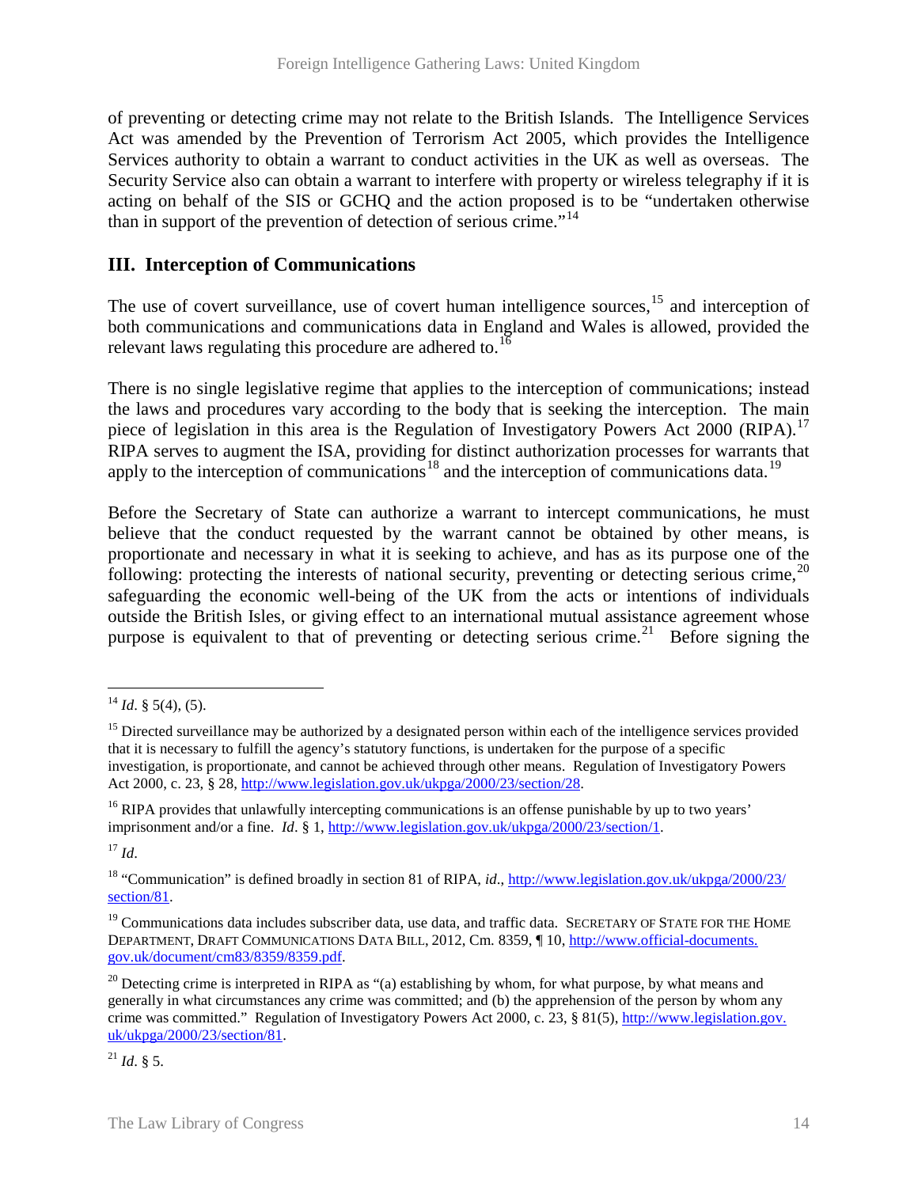of preventing or detecting crime may not relate to the British Islands. The Intelligence Services Act was amended by the Prevention of Terrorism Act 2005, which provides the Intelligence Services authority to obtain a warrant to conduct activities in the UK as well as overseas. The Security Service also can obtain a warrant to interfere with property or wireless telegraphy if it is acting on behalf of the SIS or GCHQ and the action proposed is to be "undertaken otherwise than in support of the prevention of detection of serious crime."[14]

## III. Interception of Communications

The use of covert surveillance, use of covert human intelligence sources,[15] and interception of both communications and communications data in England and Wales is allowed, provided the relevant laws regulating this procedure are adhered to.[16]

There is no single legislative regime that applies to the interception of communications; instead the laws and procedures vary according to the body that is seeking the interception. The main piece of legislation in this area is the Regulation of Investigatory Powers Act 2000 (RIPA).[17] RIPA serves to augment the ISA, providing for distinct authorization processes for warrants that apply to the interception of communications[18] and the interception of communications data.[19]

Before the Secretary of State can authorize a warrant to intercept communications, he must believe that the conduct requested by the warrant cannot be obtained by other means, is proportionate and necessary in what it is seeking to achieve, and has as its purpose one of the following: protecting the interests of national security, preventing or detecting serious crime,[20] safeguarding the economic well-being of the UK from the acts or intentions of individuals outside the British Isles, or giving effect to an international mutual assistance agreement whose purpose is equivalent to that of preventing or detecting serious crime.[21] Before signing the

---

[14] *Id*. § 5(4), (5).

[15] Directed surveillance may be authorized by a designated person within each of the intelligence services provided that it is necessary to fulfill the agency's statutory functions, is undertaken for the purpose of a specific investigation, is proportionate, and cannot be achieved through other means. Regulation of Investigatory Powers Act 2000, c. 23, § 28, http://www.legislation.gov.uk/ukpga/2000/23/section/28.

[16] RIPA provides that unlawfully intercepting communications is an offense punishable by up to two years' imprisonment and/or a fine. *Id*. § 1, http://www.legislation.gov.uk/ukpga/2000/23/section/1.

[17] *Id*.

[18] "Communication" is defined broadly in section 81 of RIPA, *id*., http://www.legislation.gov.uk/ukpga/2000/23/section/81.

[19] Communications data includes subscriber data, use data, and traffic data. SECRETARY OF STATE FOR THE HOME DEPARTMENT, DRAFT COMMUNICATIONS DATA BILL, 2012, Cm. 8359, ¶ 10, http://www.official-documents.gov.uk/document/cm83/8359/8359.pdf.

[20] Detecting crime is interpreted in RIPA as "(a) establishing by whom, for what purpose, by what means and generally in what circumstances any crime was committed; and (b) the apprehension of the person by whom any crime was committed." Regulation of Investigatory Powers Act 2000, c. 23, § 81(5), http://www.legislation.gov.uk/ukpga/2000/23/section/81.

[21] *Id*. § 5.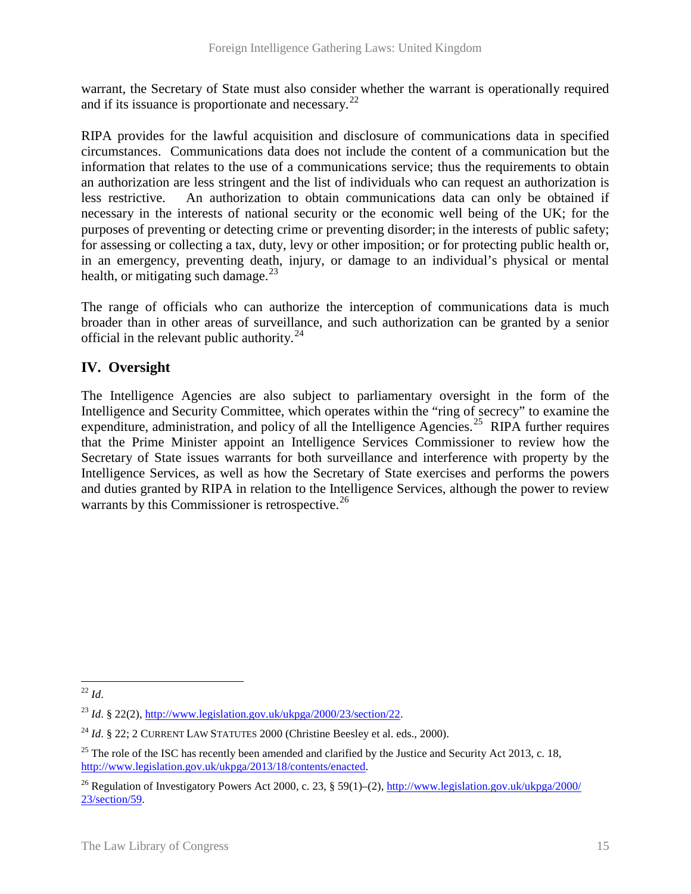warrant, the Secretary of State must also consider whether the warrant is operationally required and if its issuance is proportionate and necessary.[22]

RIPA provides for the lawful acquisition and disclosure of communications data in specified circumstances. Communications data does not include the content of a communication but the information that relates to the use of a communications service; thus the requirements to obtain an authorization are less stringent and the list of individuals who can request an authorization is less restrictive. An authorization to obtain communications data can only be obtained if necessary in the interests of national security or the economic well being of the UK; for the purposes of preventing or detecting crime or preventing disorder; in the interests of public safety; for assessing or collecting a tax, duty, levy or other imposition; or for protecting public health or, in an emergency, preventing death, injury, or damage to an individual's physical or mental health, or mitigating such damage.[23]

The range of officials who can authorize the interception of communications data is much broader than in other areas of surveillance, and such authorization can be granted by a senior official in the relevant public authority.[24]

## IV. Oversight

The Intelligence Agencies are also subject to parliamentary oversight in the form of the Intelligence and Security Committee, which operates within the "ring of secrecy" to examine the expenditure, administration, and policy of all the Intelligence Agencies.[25] RIPA further requires that the Prime Minister appoint an Intelligence Services Commissioner to review how the Secretary of State issues warrants for both surveillance and interference with property by the Intelligence Services, as well as how the Secretary of State exercises and performs the powers and duties granted by RIPA in relation to the Intelligence Services, although the power to review warrants by this Commissioner is retrospective.[26]

---

[22] *Id.*

[23] *Id.* § 22(2), http://www.legislation.gov.uk/ukpga/2000/23/section/22.

[24] *Id.* § 22; 2 CURRENT LAW STATUTES 2000 (Christine Beesley et al. eds., 2000).

[25] The role of the ISC has recently been amended and clarified by the Justice and Security Act 2013, c. 18, http://www.legislation.gov.uk/ukpga/2013/18/contents/enacted.

[26] Regulation of Investigatory Powers Act 2000, c. 23, § 59(1)–(2), http://www.legislation.gov.uk/ukpga/2000/23/section/59.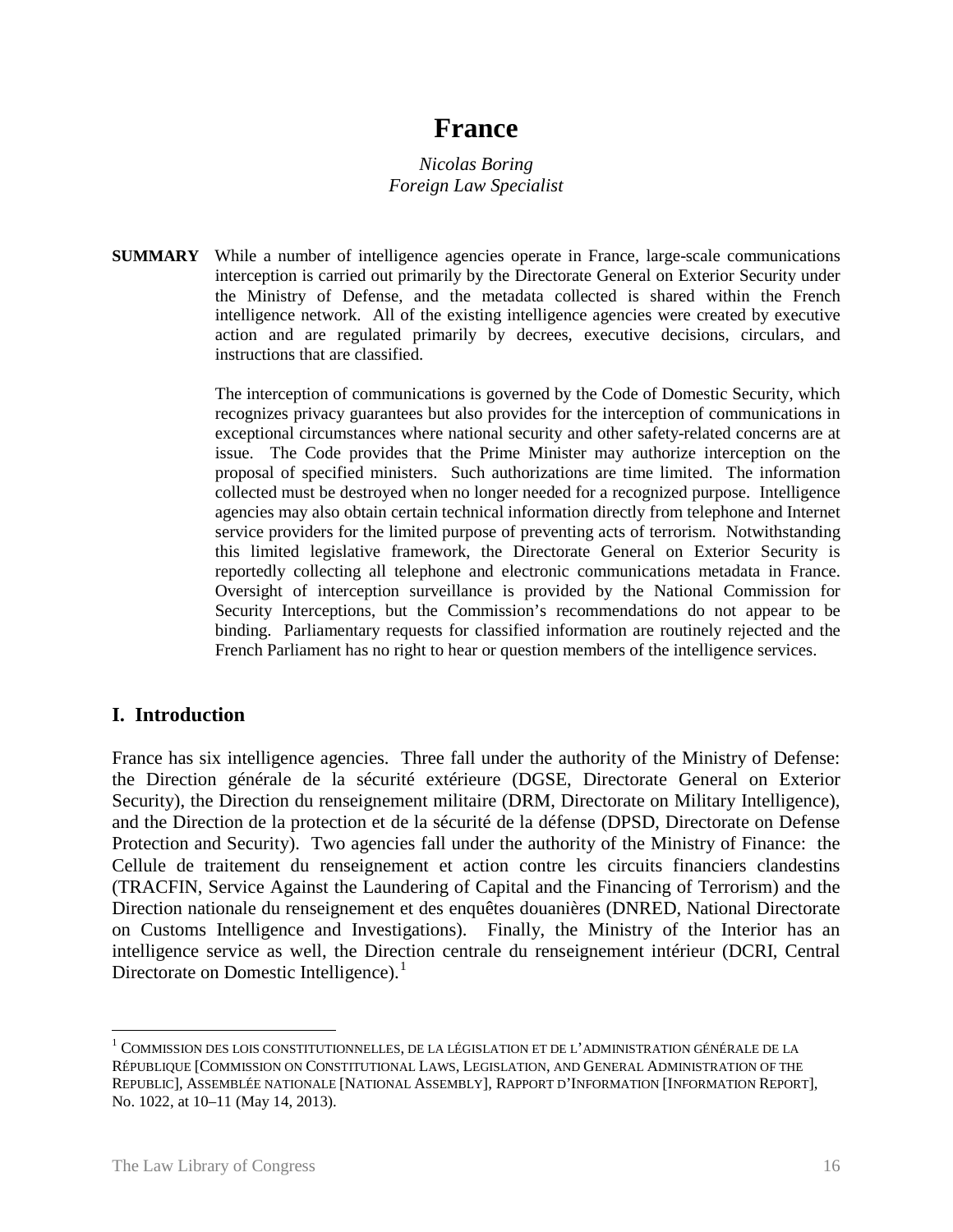# France

*Nicolas Boring*
*Foreign Law Specialist*

**SUMMARY** While a number of intelligence agencies operate in France, large-scale communications interception is carried out primarily by the Directorate General on Exterior Security under the Ministry of Defense, and the metadata collected is shared within the French intelligence network. All of the existing intelligence agencies were created by executive action and are regulated primarily by decrees, executive decisions, circulars, and instructions that are classified.

The interception of communications is governed by the Code of Domestic Security, which recognizes privacy guarantees but also provides for the interception of communications in exceptional circumstances where national security and other safety-related concerns are at issue. The Code provides that the Prime Minister may authorize interception on the proposal of specified ministers. Such authorizations are time limited. The information collected must be destroyed when no longer needed for a recognized purpose. Intelligence agencies may also obtain certain technical information directly from telephone and Internet service providers for the limited purpose of preventing acts of terrorism. Notwithstanding this limited legislative framework, the Directorate General on Exterior Security is reportedly collecting all telephone and electronic communications metadata in France. Oversight of interception surveillance is provided by the National Commission for Security Interceptions, but the Commission's recommendations do not appear to be binding. Parliamentary requests for classified information are routinely rejected and the French Parliament has no right to hear or question members of the intelligence services.

## I. Introduction

France has six intelligence agencies. Three fall under the authority of the Ministry of Defense: the Direction générale de la sécurité extérieure (DGSE, Directorate General on Exterior Security), the Direction du renseignement militaire (DRM, Directorate on Military Intelligence), and the Direction de la protection et de la sécurité de la défense (DPSD, Directorate on Defense Protection and Security). Two agencies fall under the authority of the Ministry of Finance: the Cellule de traitement du renseignement et action contre les circuits financiers clandestins (TRACFIN, Service Against the Laundering of Capital and the Financing of Terrorism) and the Direction nationale du renseignement et des enquêtes douanières (DNRED, National Directorate on Customs Intelligence and Investigations). Finally, the Ministry of the Interior has an intelligence service as well, the Direction centrale du renseignement intérieur (DCRI, Central Directorate on Domestic Intelligence).[1]

---

[1] COMMISSION DES LOIS CONSTITUTIONNELLES, DE LA LÉGISLATION ET DE L'ADMINISTRATION GÉNÉRALE DE LA RÉPUBLIQUE [COMMISSION ON CONSTITUTIONAL LAWS, LEGISLATION, AND GENERAL ADMINISTRATION OF THE REPUBLIC], ASSEMBLÉE NATIONALE [NATIONAL ASSEMBLY], RAPPORT D'INFORMATION [INFORMATION REPORT], No. 1022, at 10–11 (May 14, 2013).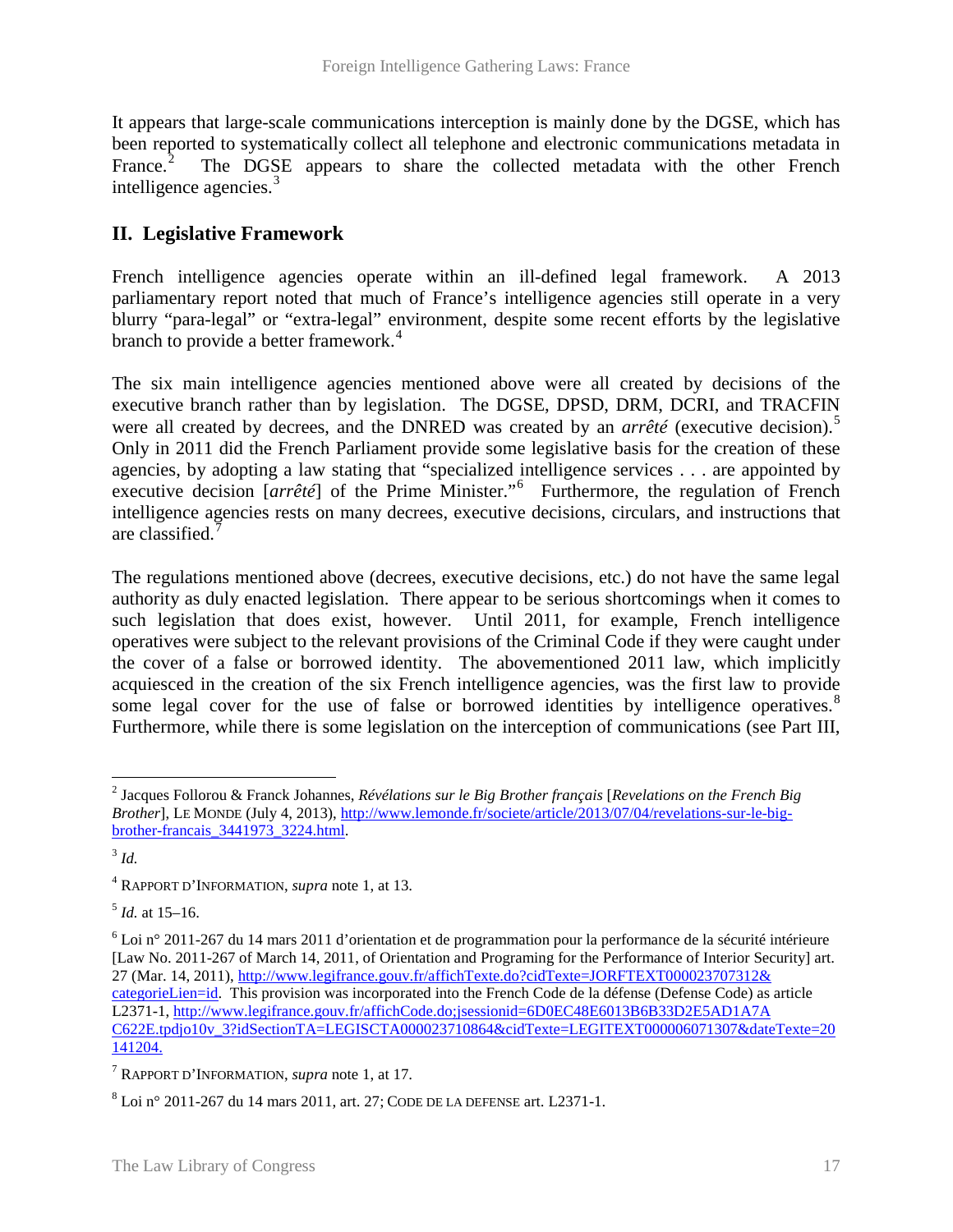It appears that large-scale communications interception is mainly done by the DGSE, which has been reported to systematically collect all telephone and electronic communications metadata in France.[2] The DGSE appears to share the collected metadata with the other French intelligence agencies.[3]

## II. Legislative Framework

French intelligence agencies operate within an ill-defined legal framework. A 2013 parliamentary report noted that much of France's intelligence agencies still operate in a very blurry "para-legal" or "extra-legal" environment, despite some recent efforts by the legislative branch to provide a better framework.[4]

The six main intelligence agencies mentioned above were all created by decisions of the executive branch rather than by legislation. The DGSE, DPSD, DRM, DCRI, and TRACFIN were all created by decrees, and the DNRED was created by an *arrêté* (executive decision).[5] Only in 2011 did the French Parliament provide some legislative basis for the creation of these agencies, by adopting a law stating that "specialized intelligence services . . . are appointed by executive decision [*arrêté*] of the Prime Minister."[6] Furthermore, the regulation of French intelligence agencies rests on many decrees, executive decisions, circulars, and instructions that are classified.[7]

The regulations mentioned above (decrees, executive decisions, etc.) do not have the same legal authority as duly enacted legislation. There appear to be serious shortcomings when it comes to such legislation that does exist, however. Until 2011, for example, French intelligence operatives were subject to the relevant provisions of the Criminal Code if they were caught under the cover of a false or borrowed identity. The abovementioned 2011 law, which implicitly acquiesced in the creation of the six French intelligence agencies, was the first law to provide some legal cover for the use of false or borrowed identities by intelligence operatives.[8] Furthermore, while there is some legislation on the interception of communications (see Part III,

---

[2] Jacques Follorou & Franck Johannes, *Révélations sur le Big Brother français* [*Revelations on the French Big Brother*], LE MONDE (July 4, 2013), http://www.lemonde.fr/societe/article/2013/07/04/revelations-sur-le-big-brother-francais_3441973_3224.html.

[3] *Id.*

[4] RAPPORT D'INFORMATION, *supra* note 1, at 13.

[5] *Id.* at 15–16.

[6] Loi n° 2011-267 du 14 mars 2011 d'orientation et de programmation pour la performance de la sécurité intérieure [Law No. 2011-267 of March 14, 2011, of Orientation and Programing for the Performance of Interior Security] art. 27 (Mar. 14, 2011), http://www.legifrance.gouv.fr/affichTexte.do?cidTexte=JORFTEXT000023707312&categorieLien=id. This provision was incorporated into the French Code de la défense (Defense Code) as article L2371-1, http://www.legifrance.gouv.fr/affichCode.do;jsessionid=6D0EC48E6013B6B33D2E5AD1A7AC622E.tpdjo10v_3?idSectionTA=LEGISCTA000023710864&cidTexte=LEGITEXT000006071307&dateTexte=20141204.

[7] RAPPORT D'INFORMATION, *supra* note 1, at 17.

[8] Loi n° 2011-267 du 14 mars 2011, art. 27; CODE DE LA DEFENSE art. L2371-1.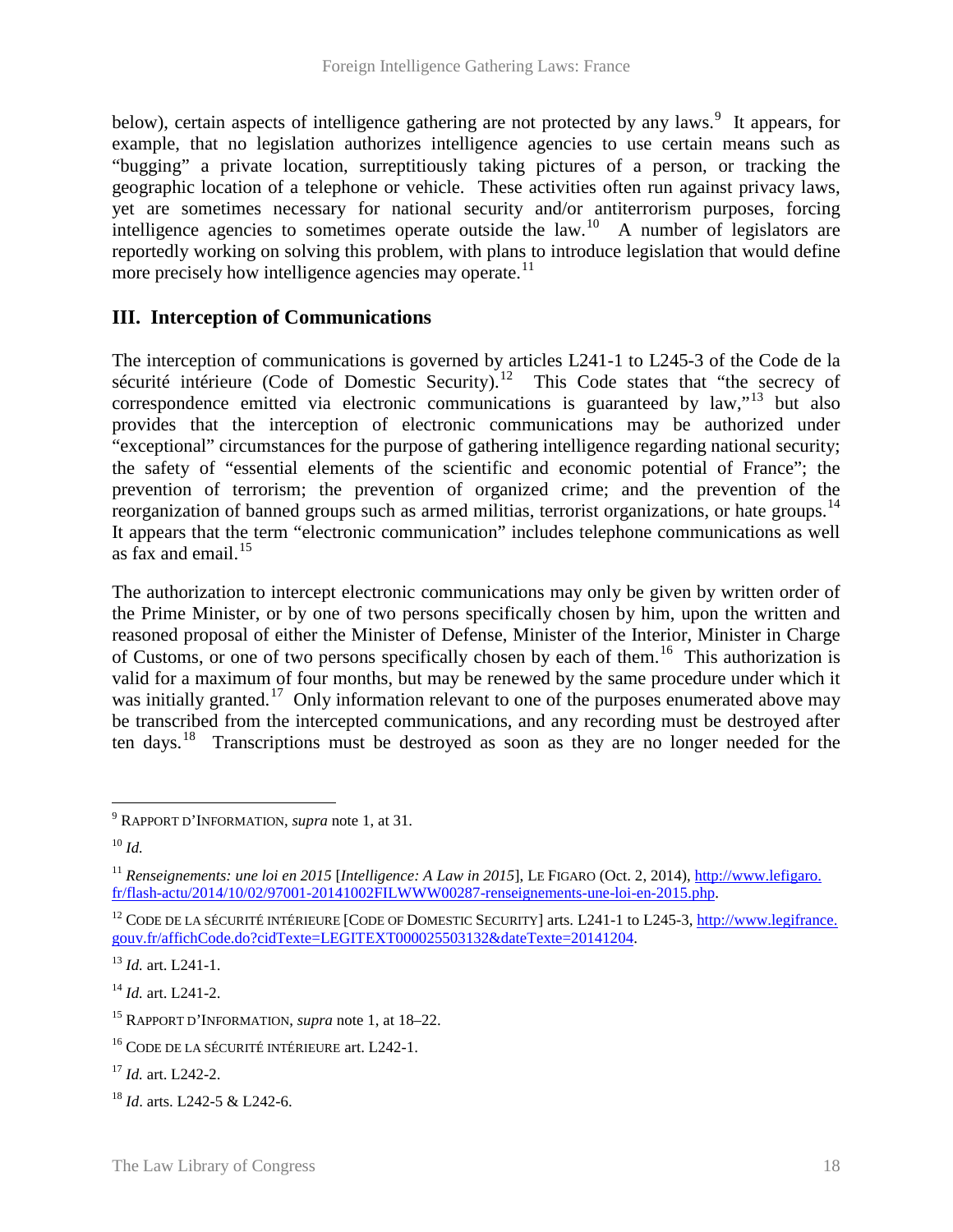below), certain aspects of intelligence gathering are not protected by any laws.[9] It appears, for example, that no legislation authorizes intelligence agencies to use certain means such as "bugging" a private location, surreptitiously taking pictures of a person, or tracking the geographic location of a telephone or vehicle. These activities often run against privacy laws, yet are sometimes necessary for national security and/or antiterrorism purposes, forcing intelligence agencies to sometimes operate outside the law.[10] A number of legislators are reportedly working on solving this problem, with plans to introduce legislation that would define more precisely how intelligence agencies may operate.[11]

## III. Interception of Communications

The interception of communications is governed by articles L241-1 to L245-3 of the Code de la sécurité intérieure (Code of Domestic Security).[12] This Code states that "the secrecy of correspondence emitted via electronic communications is guaranteed by law,"[13] but also provides that the interception of electronic communications may be authorized under "exceptional" circumstances for the purpose of gathering intelligence regarding national security; the safety of "essential elements of the scientific and economic potential of France"; the prevention of terrorism; the prevention of organized crime; and the prevention of the reorganization of banned groups such as armed militias, terrorist organizations, or hate groups.[14] It appears that the term "electronic communication" includes telephone communications as well as fax and email.[15]

The authorization to intercept electronic communications may only be given by written order of the Prime Minister, or by one of two persons specifically chosen by him, upon the written and reasoned proposal of either the Minister of Defense, Minister of the Interior, Minister in Charge of Customs, or one of two persons specifically chosen by each of them.[16] This authorization is valid for a maximum of four months, but may be renewed by the same procedure under which it was initially granted.[17] Only information relevant to one of the purposes enumerated above may be transcribed from the intercepted communications, and any recording must be destroyed after ten days.[18] Transcriptions must be destroyed as soon as they are no longer needed for the

---

[9] Rapport d'Information, *supra* note 1, at 31.

[10] *Id.*

[11] *Renseignements: une loi en 2015* [*Intelligence: A Law in 2015*], Le Figaro (Oct. 2, 2014), http://www.lefigaro.fr/flash-actu/2014/10/02/97001-20141002FILWWW00287-renseignements-une-loi-en-2015.php.

[12] Code de la sécurité intérieure [Code of Domestic Security] arts. L241-1 to L245-3, http://www.legifrance.gouv.fr/affichCode.do?cidTexte=LEGITEXT000025503132&dateTexte=20141204.

[13] *Id.* art. L241-1.

[14] *Id.* art. L241-2.

[15] Rapport d'Information, *supra* note 1, at 18–22.

[16] Code de la sécurité intérieure art. L242-1.

[17] *Id.* art. L242-2.

[18] *Id*. arts. L242-5 & L242-6.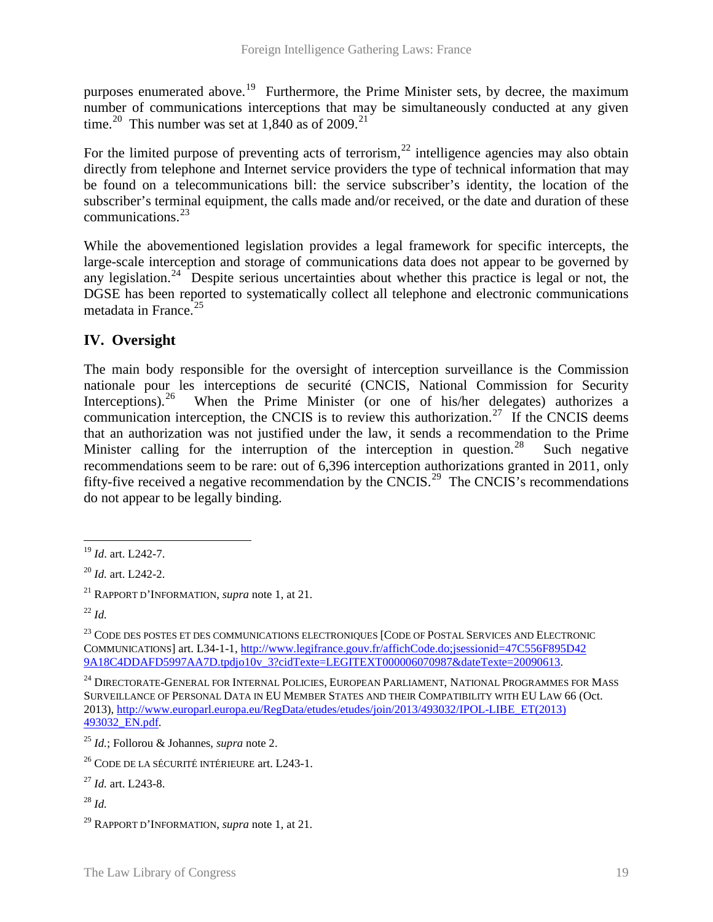purposes enumerated above.[19] Furthermore, the Prime Minister sets, by decree, the maximum number of communications interceptions that may be simultaneously conducted at any given time.[20] This number was set at 1,840 as of 2009.[21]

For the limited purpose of preventing acts of terrorism,[22] intelligence agencies may also obtain directly from telephone and Internet service providers the type of technical information that may be found on a telecommunications bill: the service subscriber's identity, the location of the subscriber's terminal equipment, the calls made and/or received, or the date and duration of these communications.[23]

While the abovementioned legislation provides a legal framework for specific intercepts, the large-scale interception and storage of communications data does not appear to be governed by any legislation.[24] Despite serious uncertainties about whether this practice is legal or not, the DGSE has been reported to systematically collect all telephone and electronic communications metadata in France.[25]

## IV. Oversight

The main body responsible for the oversight of interception surveillance is the Commission nationale pour les interceptions de securité (CNCIS, National Commission for Security Interceptions).[26] When the Prime Minister (or one of his/her delegates) authorizes a communication interception, the CNCIS is to review this authorization.[27] If the CNCIS deems that an authorization was not justified under the law, it sends a recommendation to the Prime Minister calling for the interruption of the interception in question.[28] Such negative recommendations seem to be rare: out of 6,396 interception authorizations granted in 2011, only fifty-five received a negative recommendation by the CNCIS.[29] The CNCIS's recommendations do not appear to be legally binding.

---

[19] *Id*. art. L242-7.

[20] *Id.* art. L242-2.

[21] RAPPORT D'INFORMATION, *supra* note 1, at 21.

[22] *Id.*

[23] CODE DES POSTES ET DES COMMUNICATIONS ELECTRONIQUES [CODE OF POSTAL SERVICES AND ELECTRONIC COMMUNICATIONS] art. L34-1-1, http://www.legifrance.gouv.fr/affichCode.do;jsessionid=47C556F895D429A18C4DDAFD5997AA7D.tpdjo10v_3?cidTexte=LEGITEXT000006070987&dateTexte=20090613.

[24] DIRECTORATE-GENERAL FOR INTERNAL POLICIES, EUROPEAN PARLIAMENT, NATIONAL PROGRAMMES FOR MASS SURVEILLANCE OF PERSONAL DATA IN EU MEMBER STATES AND THEIR COMPATIBILITY WITH EU LAW 66 (Oct. 2013), http://www.europarl.europa.eu/RegData/etudes/etudes/join/2013/493032/IPOL-LIBE_ET(2013)493032_EN.pdf.

[25] *Id.*; Follorou & Johannes, *supra* note 2.

[26] CODE DE LA SÉCURITÉ INTÉRIEURE art. L243-1.

[27] *Id.* art. L243-8.

[28] *Id.*

[29] RAPPORT D'INFORMATION, *supra* note 1, at 21.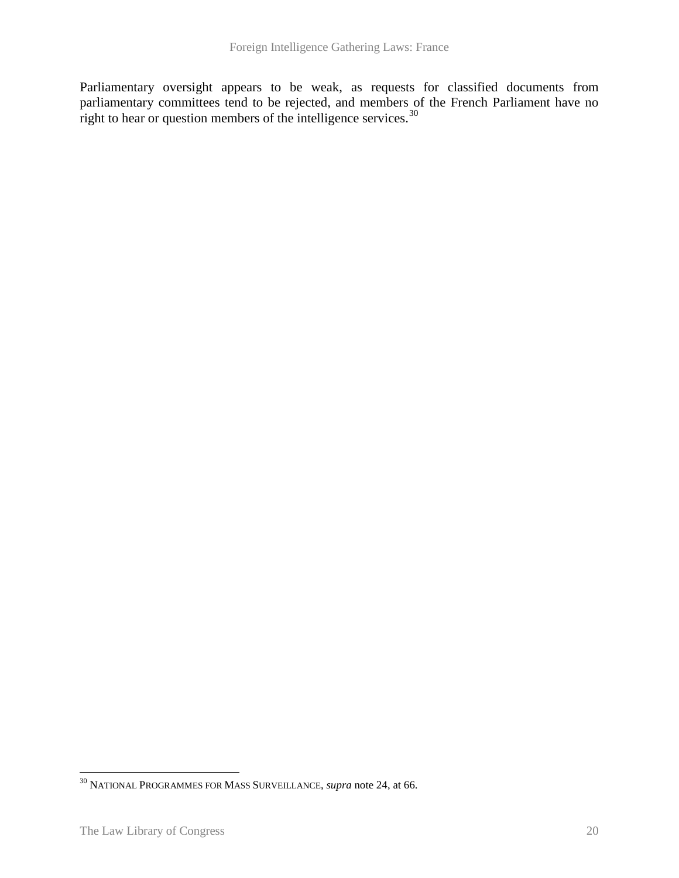Parliamentary oversight appears to be weak, as requests for classified documents from parliamentary committees tend to be rejected, and members of the French Parliament have no right to hear or question members of the intelligence services.[30]

---

[30] NATIONAL PROGRAMMES FOR MASS SURVEILLANCE, *supra* note 24, at 66.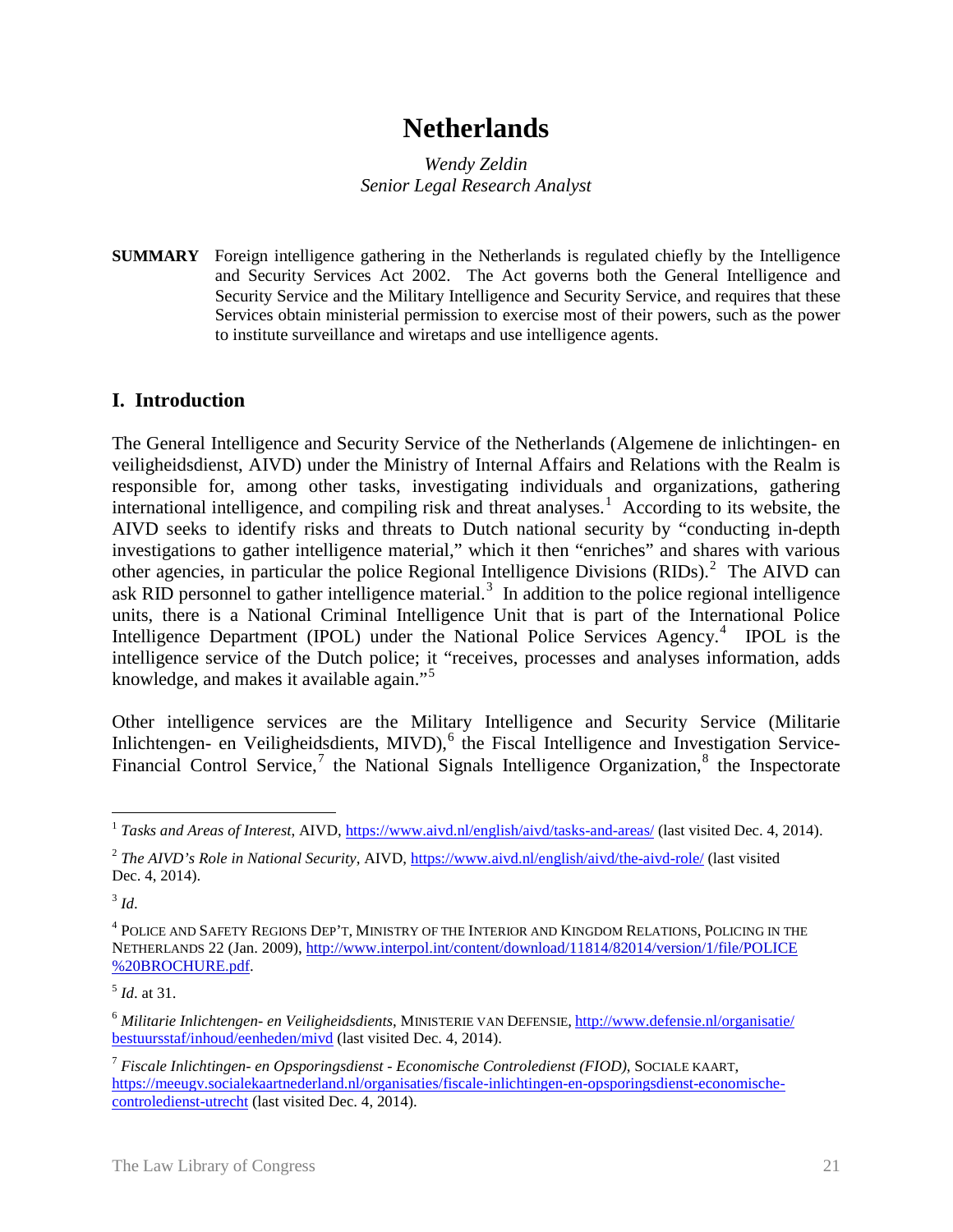# Netherlands

*Wendy Zeldin*
*Senior Legal Research Analyst*

**SUMMARY** Foreign intelligence gathering in the Netherlands is regulated chiefly by the Intelligence and Security Services Act 2002. The Act governs both the General Intelligence and Security Service and the Military Intelligence and Security Service, and requires that these Services obtain ministerial permission to exercise most of their powers, such as the power to institute surveillance and wiretaps and use intelligence agents.

## I. Introduction

The General Intelligence and Security Service of the Netherlands (Algemene de inlichtingen- en veiligheidsdienst, AIVD) under the Ministry of Internal Affairs and Relations with the Realm is responsible for, among other tasks, investigating individuals and organizations, gathering international intelligence, and compiling risk and threat analyses.[1] According to its website, the AIVD seeks to identify risks and threats to Dutch national security by "conducting in-depth investigations to gather intelligence material," which it then "enriches" and shares with various other agencies, in particular the police Regional Intelligence Divisions (RIDs).[2] The AIVD can ask RID personnel to gather intelligence material.[3] In addition to the police regional intelligence units, there is a National Criminal Intelligence Unit that is part of the International Police Intelligence Department (IPOL) under the National Police Services Agency.[4] IPOL is the intelligence service of the Dutch police; it "receives, processes and analyses information, adds knowledge, and makes it available again."[5]

Other intelligence services are the Military Intelligence and Security Service (Militarie Inlichtengen- en Veiligheidsdients, MIVD),[6] the Fiscal Intelligence and Investigation Service-Financial Control Service,[7] the National Signals Intelligence Organization,[8] the Inspectorate

---

[1] *Tasks and Areas of Interest*, AIVD, https://www.aivd.nl/english/aivd/tasks-and-areas/ (last visited Dec. 4, 2014).

[2] *The AIVD's Role in National Security*, AIVD, https://www.aivd.nl/english/aivd/the-aivd-role/ (last visited Dec. 4, 2014).

[3] *Id*.

[4] Police and Safety Regions Dep't, Ministry of the Interior and Kingdom Relations, Policing in the Netherlands 22 (Jan. 2009), http://www.interpol.int/content/download/11814/82014/version/1/file/POLICE%20BROCHURE.pdf.

[5] *Id*. at 31.

[6] *Militarie Inlichtengen- en Veiligheidsdients*, Ministerie van Defensie, http://www.defensie.nl/organisatie/bestuursstaf/inhoud/eenheden/mivd (last visited Dec. 4, 2014).

[7] *Fiscale Inlichtingen- en Opsporingsdienst - Economische Controledienst (FIOD)*, Sociale kaart, https://meeugv.socialekaartnederland.nl/organisaties/fiscale-inlichtingen-en-opsporingsdienst-economische-controledienst-utrecht (last visited Dec. 4, 2014).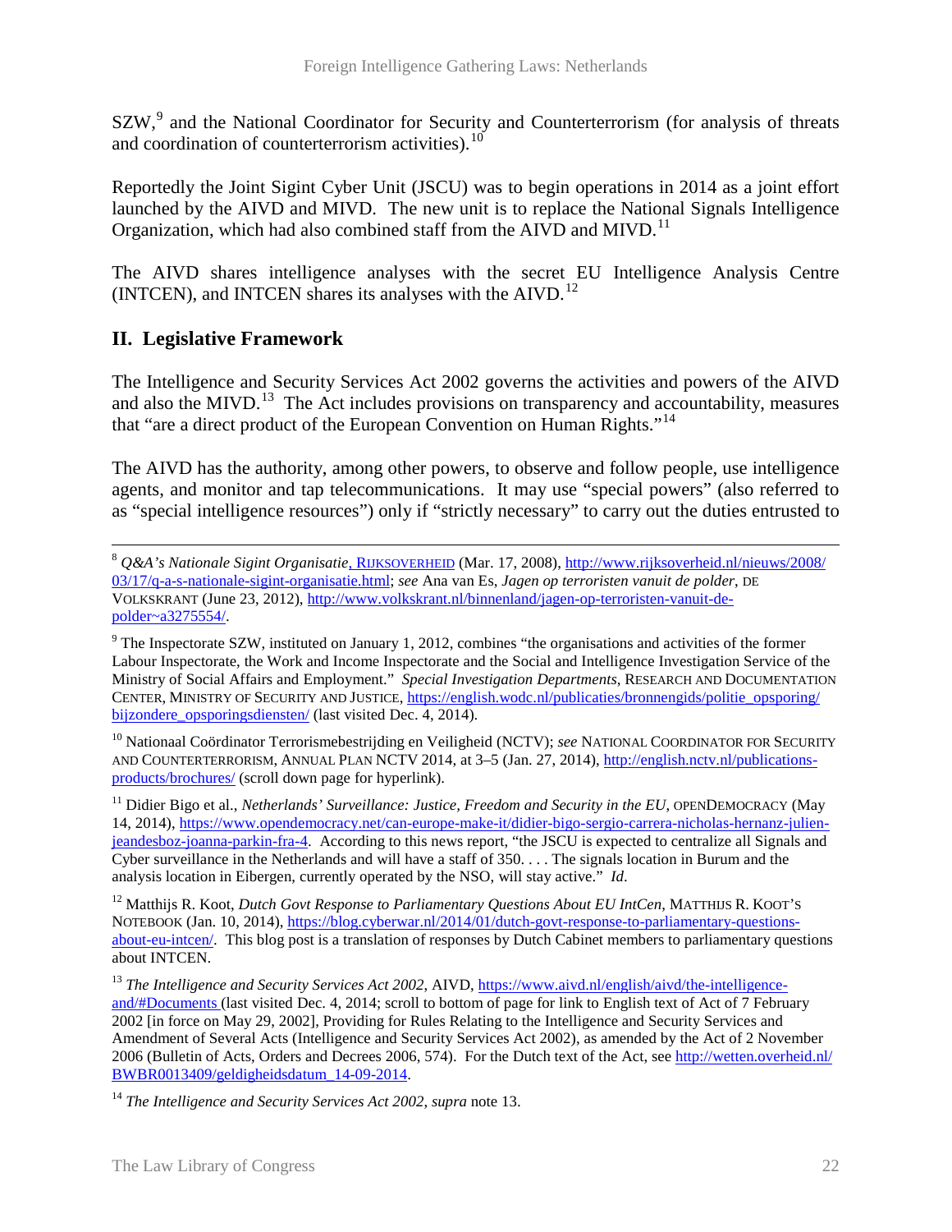SZW,[9] and the National Coordinator for Security and Counterterrorism (for analysis of threats and coordination of counterterrorism activities).[10]

Reportedly the Joint Sigint Cyber Unit (JSCU) was to begin operations in 2014 as a joint effort launched by the AIVD and MIVD. The new unit is to replace the National Signals Intelligence Organization, which had also combined staff from the AIVD and MIVD.[11]

The AIVD shares intelligence analyses with the secret EU Intelligence Analysis Centre (INTCEN), and INTCEN shares its analyses with the AIVD.[12]

## II. Legislative Framework

The Intelligence and Security Services Act 2002 governs the activities and powers of the AIVD and also the MIVD.[13] The Act includes provisions on transparency and accountability, measures that "are a direct product of the European Convention on Human Rights."[14]

The AIVD has the authority, among other powers, to observe and follow people, use intelligence agents, and monitor and tap telecommunications. It may use "special powers" (also referred to as "special intelligence resources") only if "strictly necessary" to carry out the duties entrusted to

---

[8] *Q&A's Nationale Sigint Organisatie*, RIJKSOVERHEID (Mar. 17, 2008), http://www.rijksoverheid.nl/nieuws/2008/03/17/q-a-s-nationale-sigint-organisatie.html; *see* Ana van Es, *Jagen op terroristen vanuit de polder*, DE VOLKSKRANT (June 23, 2012), http://www.volkskrant.nl/binnenland/jagen-op-terroristen-vanuit-de-polder~a3275554/.

[9] The Inspectorate SZW, instituted on January 1, 2012, combines "the organisations and activities of the former Labour Inspectorate, the Work and Income Inspectorate and the Social and Intelligence Investigation Service of the Ministry of Social Affairs and Employment." *Special Investigation Departments*, RESEARCH AND DOCUMENTATION CENTER, MINISTRY OF SECURITY AND JUSTICE, https://english.wodc.nl/publicaties/bronnengids/politie_opsporing/bijzondere_opsporingsdiensten/ (last visited Dec. 4, 2014).

[10] Nationaal Coördinator Terrorismebestrijding en Veiligheid (NCTV); *see* NATIONAL COORDINATOR FOR SECURITY AND COUNTERTERRORISM, ANNUAL PLAN NCTV 2014, at 3–5 (Jan. 27, 2014), http://english.nctv.nl/publications-products/brochures/ (scroll down page for hyperlink).

[11] Didier Bigo et al., *Netherlands' Surveillance: Justice, Freedom and Security in the EU*, OPENDEMOCRACY (May 14, 2014), https://www.opendemocracy.net/can-europe-make-it/didier-bigo-sergio-carrera-nicholas-hernanz-julien-jeandesboz-joanna-parkin-fra-4. According to this news report, "the JSCU is expected to centralize all Signals and Cyber surveillance in the Netherlands and will have a staff of 350. . . . The signals location in Burum and the analysis location in Eibergen, currently operated by the NSO, will stay active." *Id*.

[12] Matthijs R. Koot, *Dutch Govt Response to Parliamentary Questions About EU IntCen*, MATTHIJS R. KOOT'S NOTEBOOK (Jan. 10, 2014), https://blog.cyberwar.nl/2014/01/dutch-govt-response-to-parliamentary-questions-about-eu-intcen/. This blog post is a translation of responses by Dutch Cabinet members to parliamentary questions about INTCEN.

[13] *The Intelligence and Security Services Act 2002*, AIVD, https://www.aivd.nl/english/aivd/the-intelligence-and/#Documents (last visited Dec. 4, 2014; scroll to bottom of page for link to English text of Act of 7 February 2002 [in force on May 29, 2002], Providing for Rules Relating to the Intelligence and Security Services and Amendment of Several Acts (Intelligence and Security Services Act 2002), as amended by the Act of 2 November 2006 (Bulletin of Acts, Orders and Decrees 2006, 574). For the Dutch text of the Act, see http://wetten.overheid.nl/BWBR0013409/geldigheidsdatum_14-09-2014.

[14] *The Intelligence and Security Services Act 2002*, *supra* note 13.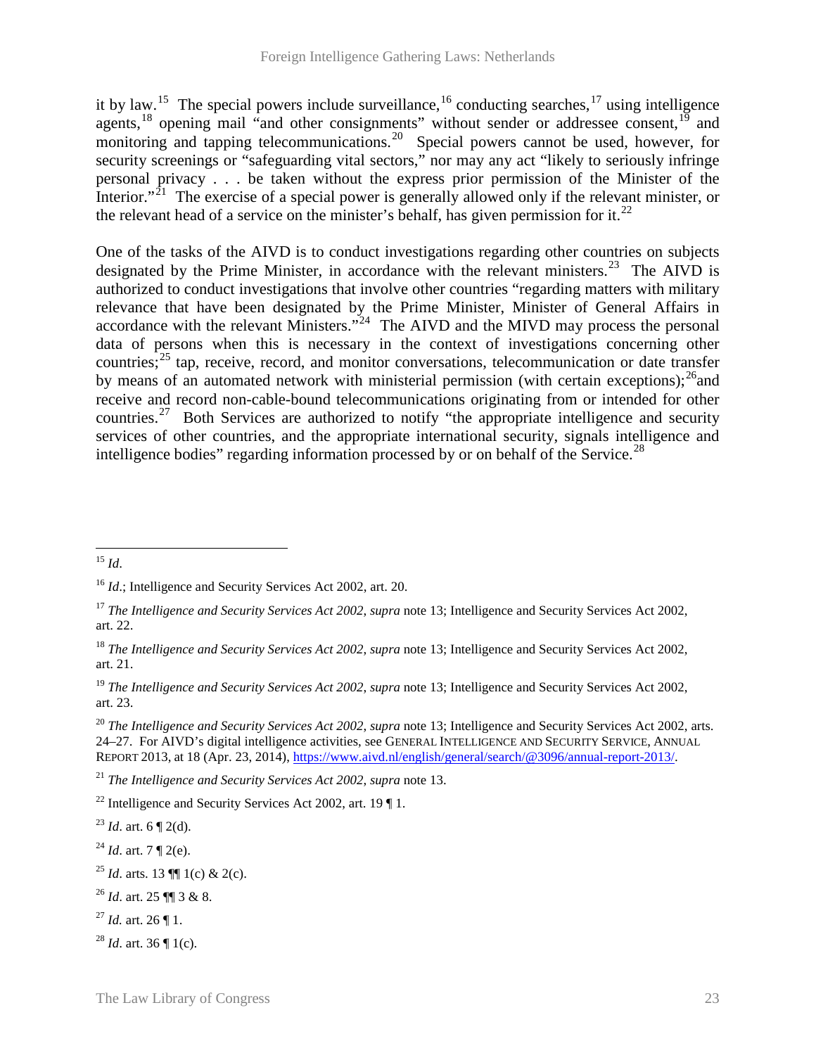it by law.[15] The special powers include surveillance,[16] conducting searches,[17] using intelligence agents,[18] opening mail "and other consignments" without sender or addressee consent,[19] and monitoring and tapping telecommunications.[20] Special powers cannot be used, however, for security screenings or "safeguarding vital sectors," nor may any act "likely to seriously infringe personal privacy . . . be taken without the express prior permission of the Minister of the Interior."[21] The exercise of a special power is generally allowed only if the relevant minister, or the relevant head of a service on the minister's behalf, has given permission for it.[22]

One of the tasks of the AIVD is to conduct investigations regarding other countries on subjects designated by the Prime Minister, in accordance with the relevant ministers.[23] The AIVD is authorized to conduct investigations that involve other countries "regarding matters with military relevance that have been designated by the Prime Minister, Minister of General Affairs in accordance with the relevant Ministers."[24] The AIVD and the MIVD may process the personal data of persons when this is necessary in the context of investigations concerning other countries;[25] tap, receive, record, and monitor conversations, telecommunication or date transfer by means of an automated network with ministerial permission (with certain exceptions);[26]and receive and record non-cable-bound telecommunications originating from or intended for other countries.[27] Both Services are authorized to notify "the appropriate intelligence and security services of other countries, and the appropriate international security, signals intelligence and intelligence bodies" regarding information processed by or on behalf of the Service.[28]

---

[15] *Id*.

[16] *Id*.; Intelligence and Security Services Act 2002, art. 20.

[17] *The Intelligence and Security Services Act 2002*, *supra* note 13; Intelligence and Security Services Act 2002, art. 22.

[18] *The Intelligence and Security Services Act 2002*, *supra* note 13; Intelligence and Security Services Act 2002, art. 21.

[19] *The Intelligence and Security Services Act 2002*, *supra* note 13; Intelligence and Security Services Act 2002, art. 23.

[20] *The Intelligence and Security Services Act 2002*, *supra* note 13; Intelligence and Security Services Act 2002, arts. 24–27. For AIVD's digital intelligence activities, see GENERAL INTELLIGENCE AND SECURITY SERVICE, ANNUAL REPORT 2013, at 18 (Apr. 23, 2014), https://www.aivd.nl/english/general/search/@3096/annual-report-2013/.

[21] *The Intelligence and Security Services Act 2002*, *supra* note 13.

[22] Intelligence and Security Services Act 2002, art. 19 ¶ 1.

[23] *Id*. art. 6 ¶ 2(d).

[24] *Id*. art. 7 ¶ 2(e).

[25] *Id*. arts. 13 ¶¶ 1(c) & 2(c).

[26] *Id*. art. 25 ¶¶ 3 & 8.

[27] *Id.* art. 26 ¶ 1.

[28] *Id*. art. 36 ¶ 1(c).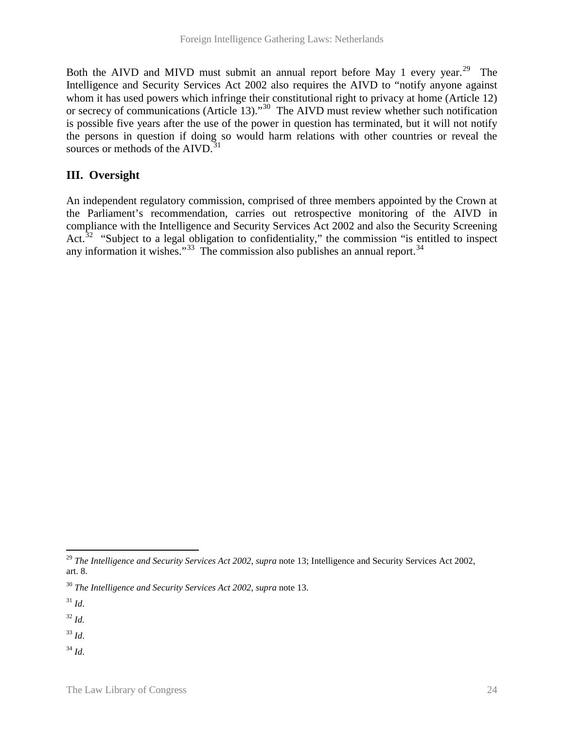Both the AIVD and MIVD must submit an annual report before May 1 every year.[29] The Intelligence and Security Services Act 2002 also requires the AIVD to "notify anyone against whom it has used powers which infringe their constitutional right to privacy at home (Article 12) or secrecy of communications (Article 13)."[30] The AIVD must review whether such notification is possible five years after the use of the power in question has terminated, but it will not notify the persons in question if doing so would harm relations with other countries or reveal the sources or methods of the AIVD.[31]

## III. Oversight

An independent regulatory commission, comprised of three members appointed by the Crown at the Parliament's recommendation, carries out retrospective monitoring of the AIVD in compliance with the Intelligence and Security Services Act 2002 and also the Security Screening Act.[32] "Subject to a legal obligation to confidentiality," the commission "is entitled to inspect any information it wishes."[33] The commission also publishes an annual report.[34]

---

[29] *The Intelligence and Security Services Act 2002*, *supra* note 13; Intelligence and Security Services Act 2002, art. 8.

[30] *The Intelligence and Security Services Act 2002*, *supra* note 13.

[31] *Id*.

[32] *Id.*

[33] *Id.*

[34] *Id*.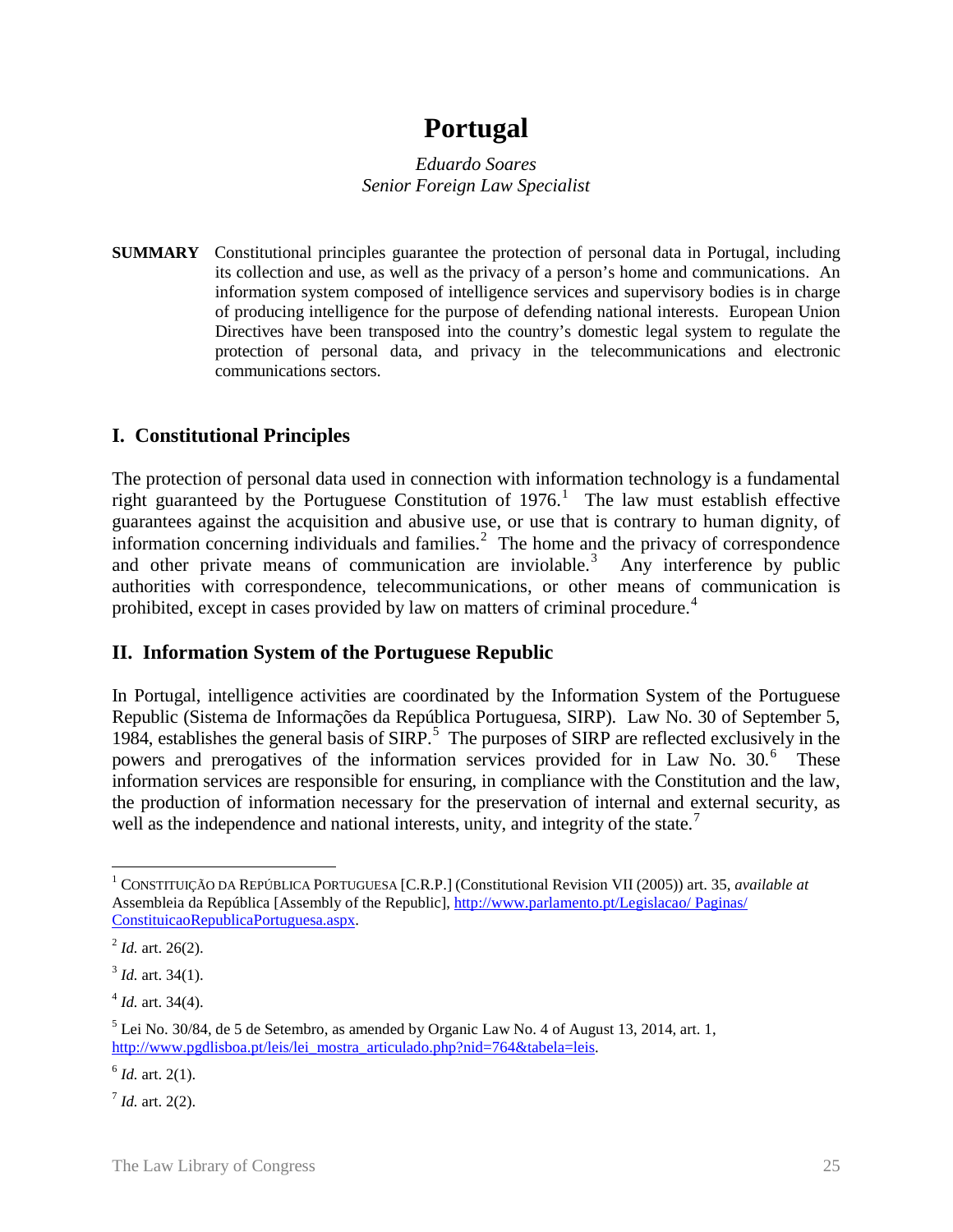# Portugal

*Eduardo Soares*
*Senior Foreign Law Specialist*

**SUMMARY** Constitutional principles guarantee the protection of personal data in Portugal, including its collection and use, as well as the privacy of a person's home and communications. An information system composed of intelligence services and supervisory bodies is in charge of producing intelligence for the purpose of defending national interests. European Union Directives have been transposed into the country's domestic legal system to regulate the protection of personal data, and privacy in the telecommunications and electronic communications sectors.

## I. Constitutional Principles

The protection of personal data used in connection with information technology is a fundamental right guaranteed by the Portuguese Constitution of 1976.[1] The law must establish effective guarantees against the acquisition and abusive use, or use that is contrary to human dignity, of information concerning individuals and families.[2] The home and the privacy of correspondence and other private means of communication are inviolable.[3] Any interference by public authorities with correspondence, telecommunications, or other means of communication is prohibited, except in cases provided by law on matters of criminal procedure.[4]

## II. Information System of the Portuguese Republic

In Portugal, intelligence activities are coordinated by the Information System of the Portuguese Republic (Sistema de Informações da República Portuguesa, SIRP). Law No. 30 of September 5, 1984, establishes the general basis of SIRP.[5] The purposes of SIRP are reflected exclusively in the powers and prerogatives of the information services provided for in Law No. 30.[6] These information services are responsible for ensuring, in compliance with the Constitution and the law, the production of information necessary for the preservation of internal and external security, as well as the independence and national interests, unity, and integrity of the state.[7]

---

[1] CONSTITUIÇÃO DA REPÚBLICA PORTUGUESA [C.R.P.] (Constitutional Revision VII (2005)) art. 35, *available at* Assembleia da República [Assembly of the Republic], http://www.parlamento.pt/Legislacao/ Paginas/ ConstituicaoRepublicaPortuguesa.aspx.

[2] *Id.* art. 26(2).

[3] *Id.* art. 34(1).

[4] *Id.* art. 34(4).

[5] Lei No. 30/84, de 5 de Setembro, as amended by Organic Law No. 4 of August 13, 2014, art. 1, http://www.pgdlisboa.pt/leis/lei_mostra_articulado.php?nid=764&tabela=leis.

[6] *Id.* art. 2(1).

[7] *Id.* art. 2(2).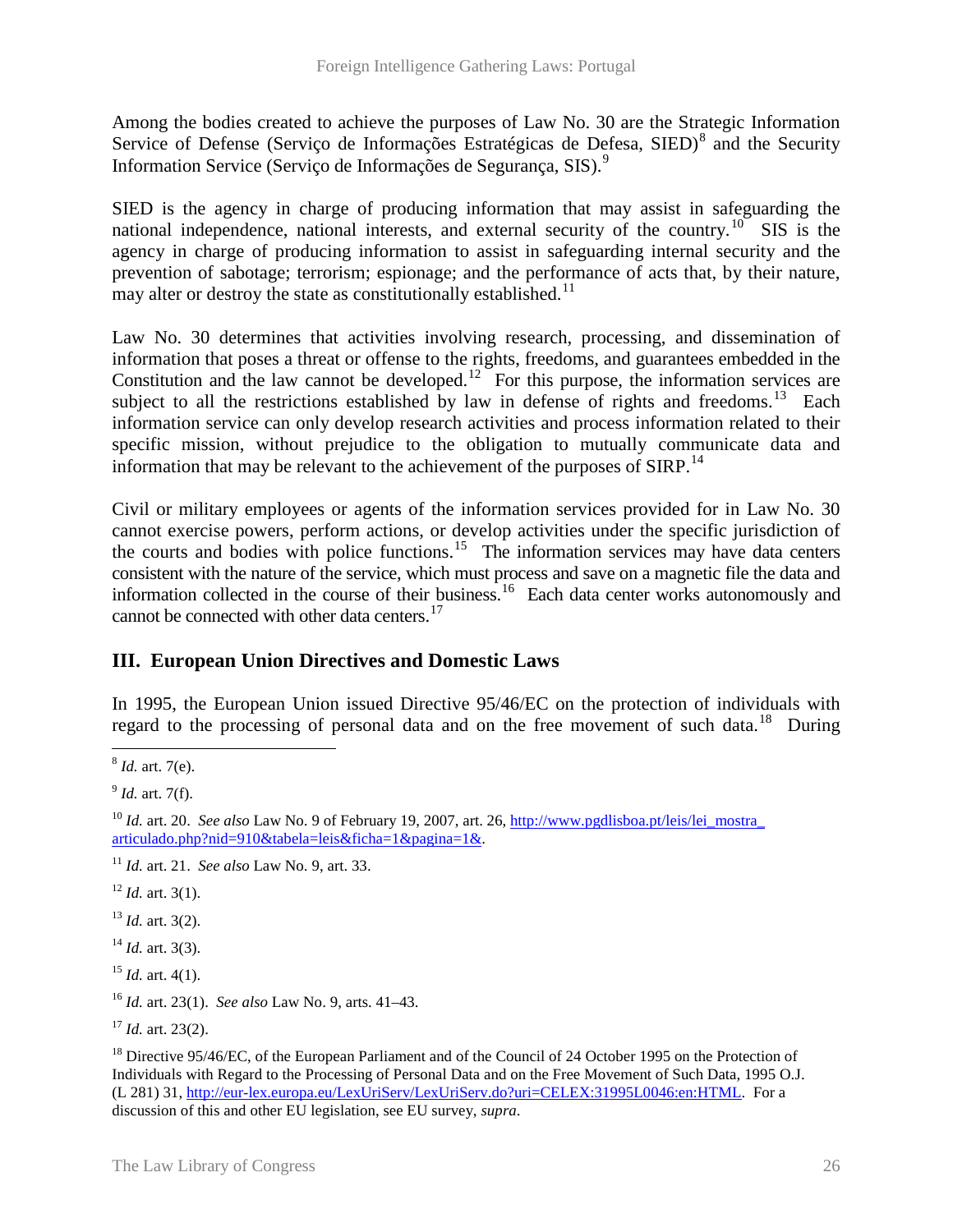Among the bodies created to achieve the purposes of Law No. 30 are the Strategic Information Service of Defense (Serviço de Informações Estratégicas de Defesa, SIED)[8] and the Security Information Service (Serviço de Informações de Segurança, SIS).[9]

SIED is the agency in charge of producing information that may assist in safeguarding the national independence, national interests, and external security of the country.[10] SIS is the agency in charge of producing information to assist in safeguarding internal security and the prevention of sabotage; terrorism; espionage; and the performance of acts that, by their nature, may alter or destroy the state as constitutionally established.[11]

Law No. 30 determines that activities involving research, processing, and dissemination of information that poses a threat or offense to the rights, freedoms, and guarantees embedded in the Constitution and the law cannot be developed.[12] For this purpose, the information services are subject to all the restrictions established by law in defense of rights and freedoms.[13] Each information service can only develop research activities and process information related to their specific mission, without prejudice to the obligation to mutually communicate data and information that may be relevant to the achievement of the purposes of SIRP.[14]

Civil or military employees or agents of the information services provided for in Law No. 30 cannot exercise powers, perform actions, or develop activities under the specific jurisdiction of the courts and bodies with police functions.[15] The information services may have data centers consistent with the nature of the service, which must process and save on a magnetic file the data and information collected in the course of their business.[16] Each data center works autonomously and cannot be connected with other data centers.[17]

## III. European Union Directives and Domestic Laws

In 1995, the European Union issued Directive 95/46/EC on the protection of individuals with regard to the processing of personal data and on the free movement of such data.[18] During

---

[8] *Id.* art. 7(e).

[9] *Id.* art. 7(f).

[10] *Id.* art. 20. *See also* Law No. 9 of February 19, 2007, art. 26, http://www.pgdlisboa.pt/leis/lei_mostra_articulado.php?nid=910&tabela=leis&ficha=1&pagina=1&.

[11] *Id.* art. 21. *See also* Law No. 9, art. 33.

[12] *Id.* art. 3(1).

[13] *Id.* art. 3(2).

[14] *Id.* art. 3(3).

[15] *Id.* art. 4(1).

[16] *Id.* art. 23(1). *See also* Law No. 9, arts. 41–43.

[17] *Id.* art. 23(2).

[18] Directive 95/46/EC, of the European Parliament and of the Council of 24 October 1995 on the Protection of Individuals with Regard to the Processing of Personal Data and on the Free Movement of Such Data, 1995 O.J. (L 281) 31, http://eur-lex.europa.eu/LexUriServ/LexUriServ.do?uri=CELEX:31995L0046:en:HTML. For a discussion of this and other EU legislation, see EU survey, *supra*.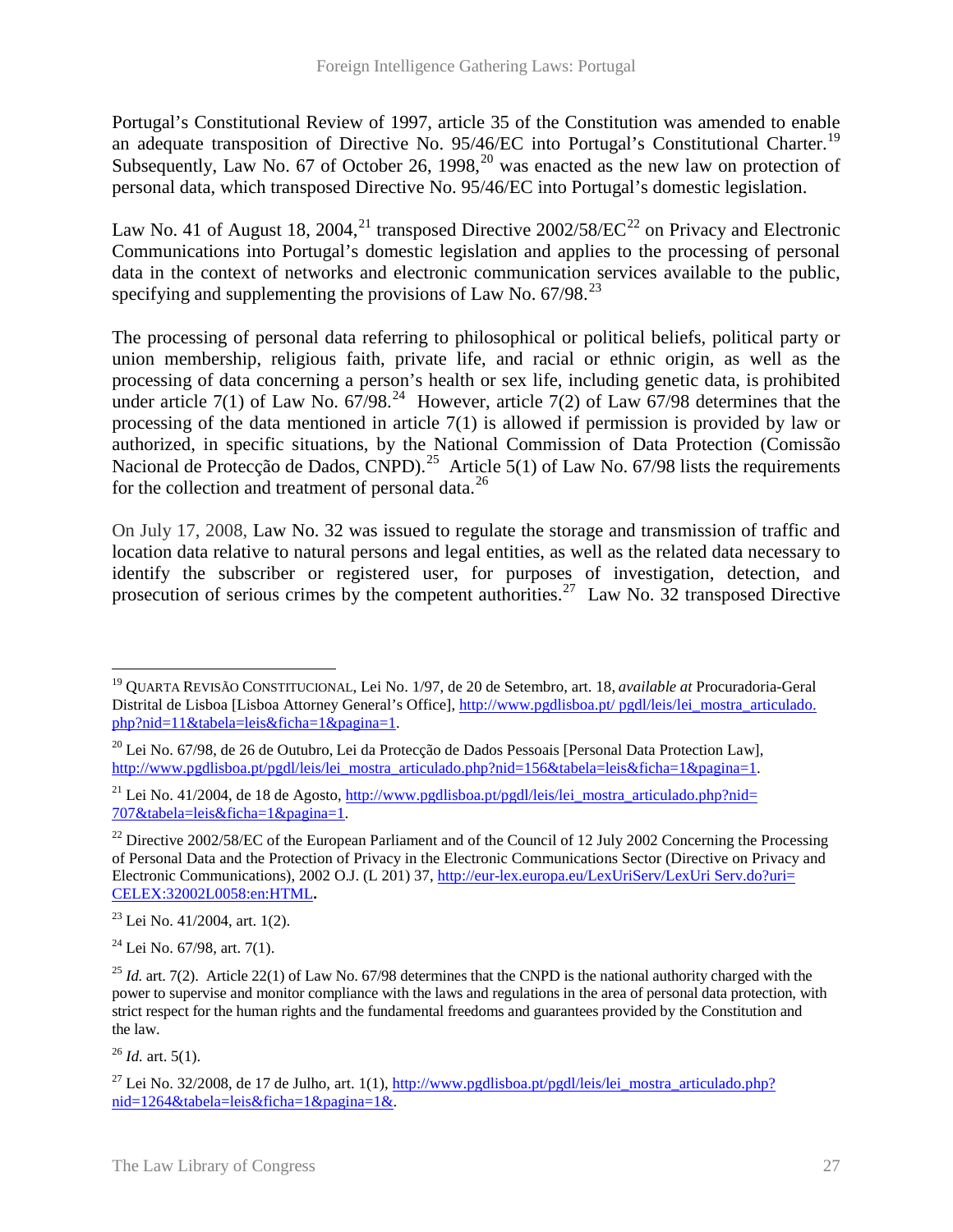Portugal's Constitutional Review of 1997, article 35 of the Constitution was amended to enable an adequate transposition of Directive No. 95/46/EC into Portugal's Constitutional Charter.[19] Subsequently, Law No. 67 of October 26, 1998,[20] was enacted as the new law on protection of personal data, which transposed Directive No. 95/46/EC into Portugal's domestic legislation.

Law No. 41 of August 18, 2004,[21] transposed Directive 2002/58/EC[22] on Privacy and Electronic Communications into Portugal's domestic legislation and applies to the processing of personal data in the context of networks and electronic communication services available to the public, specifying and supplementing the provisions of Law No. 67/98.[23]

The processing of personal data referring to philosophical or political beliefs, political party or union membership, religious faith, private life, and racial or ethnic origin, as well as the processing of data concerning a person's health or sex life, including genetic data, is prohibited under article 7(1) of Law No. 67/98.[24] However, article 7(2) of Law 67/98 determines that the processing of the data mentioned in article 7(1) is allowed if permission is provided by law or authorized, in specific situations, by the National Commission of Data Protection (Comissão Nacional de Protecção de Dados, CNPD).[25] Article 5(1) of Law No. 67/98 lists the requirements for the collection and treatment of personal data.[26]

On July 17, 2008, Law No. 32 was issued to regulate the storage and transmission of traffic and location data relative to natural persons and legal entities, as well as the related data necessary to identify the subscriber or registered user, for purposes of investigation, detection, and prosecution of serious crimes by the competent authorities.[27] Law No. 32 transposed Directive

---

[19] QUARTA REVISÃO CONSTITUCIONAL, Lei No. 1/97, de 20 de Setembro, art. 18, *available at* Procuradoria-Geral Distrital de Lisboa [Lisboa Attorney General's Office], http://www.pgdlisboa.pt/ pgdl/leis/lei_mostra_articulado.php?nid=11&tabela=leis&ficha=1&pagina=1.

[20] Lei No. 67/98, de 26 de Outubro, Lei da Protecção de Dados Pessoais [Personal Data Protection Law], http://www.pgdlisboa.pt/pgdl/leis/lei_mostra_articulado.php?nid=156&tabela=leis&ficha=1&pagina=1.

[21] Lei No. 41/2004, de 18 de Agosto, http://www.pgdlisboa.pt/pgdl/leis/lei_mostra_articulado.php?nid=707&tabela=leis&ficha=1&pagina=1.

[22] Directive 2002/58/EC of the European Parliament and of the Council of 12 July 2002 Concerning the Processing of Personal Data and the Protection of Privacy in the Electronic Communications Sector (Directive on Privacy and Electronic Communications), 2002 O.J. (L 201) 37, http://eur-lex.europa.eu/LexUriServ/LexUri Serv.do?uri=CELEX:32002L0058:en:HTML.

[23] Lei No. 41/2004, art. 1(2).

[24] Lei No. 67/98, art. 7(1).

[25] *Id.* art. 7(2). Article 22(1) of Law No. 67/98 determines that the CNPD is the national authority charged with the power to supervise and monitor compliance with the laws and regulations in the area of personal data protection, with strict respect for the human rights and the fundamental freedoms and guarantees provided by the Constitution and the law.

[26] *Id.* art. 5(1).

[27] Lei No. 32/2008, de 17 de Julho, art. 1(1), http://www.pgdlisboa.pt/pgdl/leis/lei_mostra_articulado.php?nid=1264&tabela=leis&ficha=1&pagina=1&.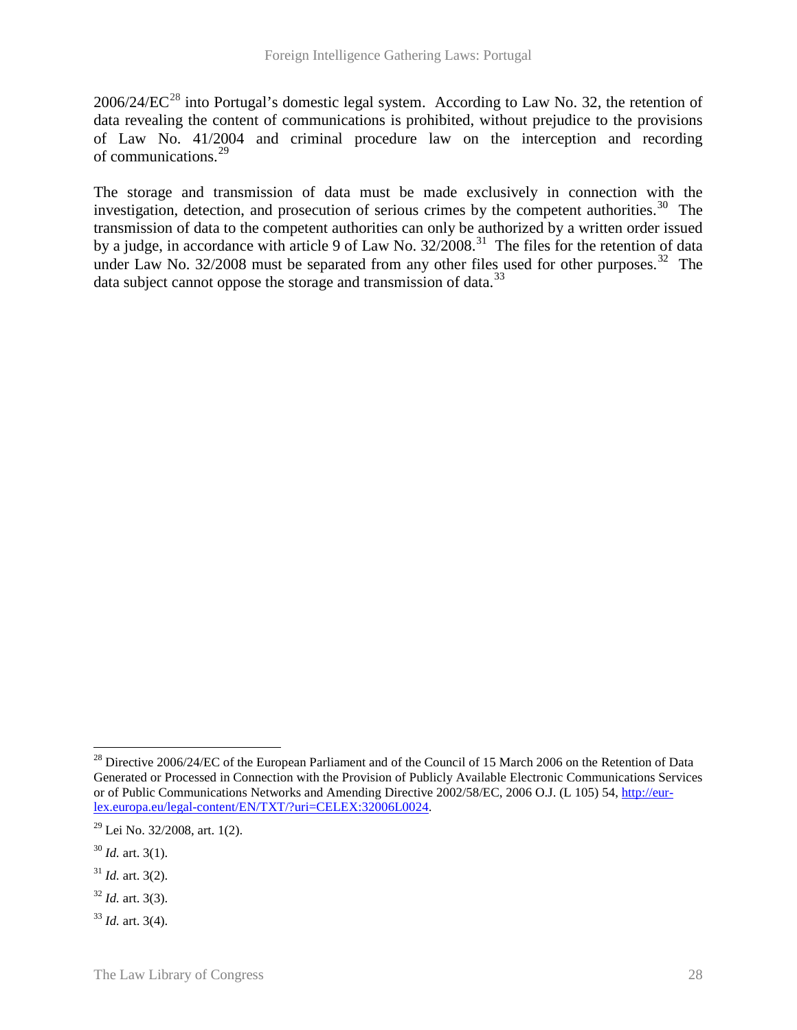2006/24/EC[28] into Portugal's domestic legal system. According to Law No. 32, the retention of data revealing the content of communications is prohibited, without prejudice to the provisions of Law No. 41/2004 and criminal procedure law on the interception and recording of communications.[29]

The storage and transmission of data must be made exclusively in connection with the investigation, detection, and prosecution of serious crimes by the competent authorities.[30] The transmission of data to the competent authorities can only be authorized by a written order issued by a judge, in accordance with article 9 of Law No. 32/2008.[31] The files for the retention of data under Law No. 32/2008 must be separated from any other files used for other purposes.[32] The data subject cannot oppose the storage and transmission of data.[33]

---

[28] Directive 2006/24/EC of the European Parliament and of the Council of 15 March 2006 on the Retention of Data Generated or Processed in Connection with the Provision of Publicly Available Electronic Communications Services or of Public Communications Networks and Amending Directive 2002/58/EC, 2006 O.J. (L 105) 54, http://eur-lex.europa.eu/legal-content/EN/TXT/?uri=CELEX:32006L0024.

[29] Lei No. 32/2008, art. 1(2).

[30] *Id.* art. 3(1).

[31] *Id.* art. 3(2).

[32] *Id.* art. 3(3).

[33] *Id.* art. 3(4).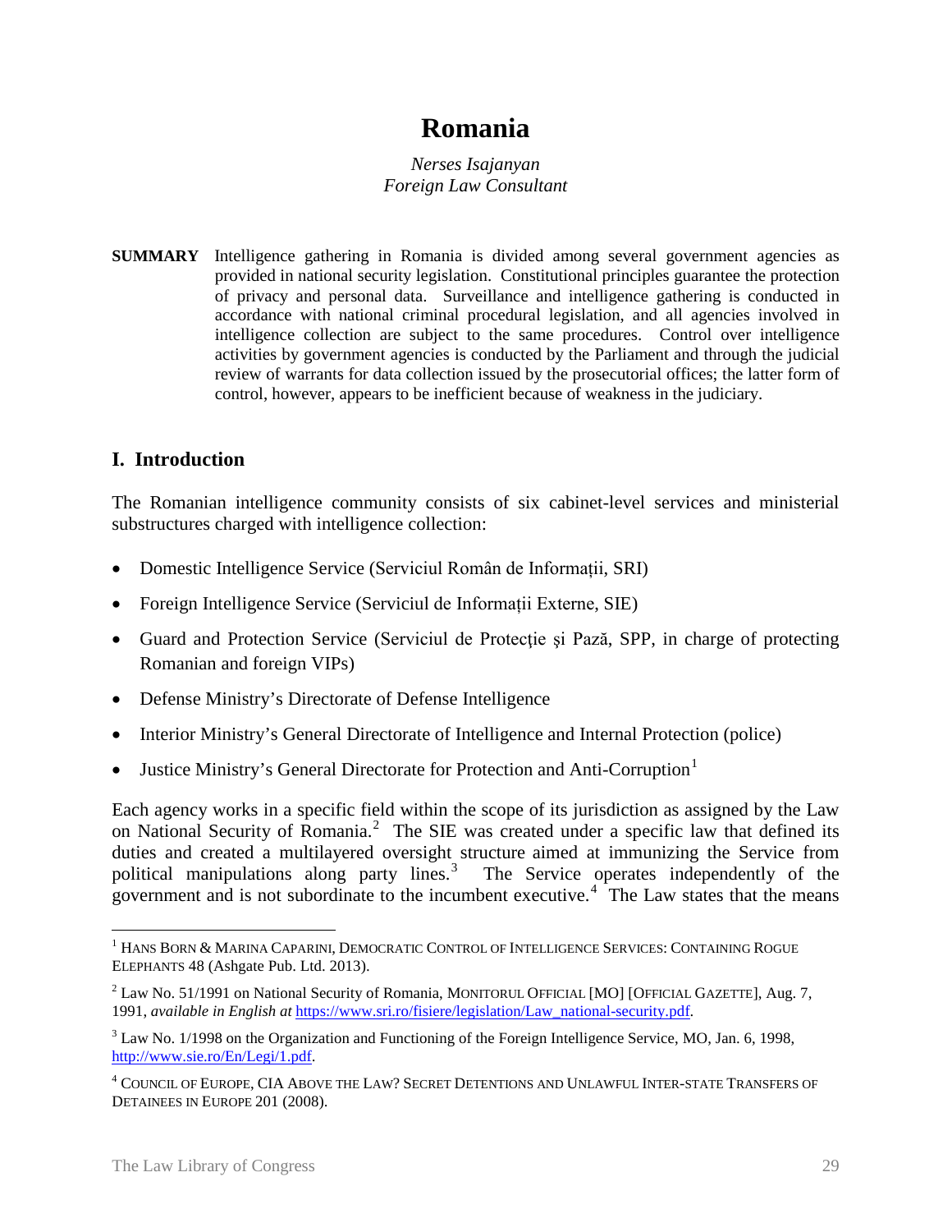# Romania

*Nerses Isajanyan*
*Foreign Law Consultant*

**SUMMARY** Intelligence gathering in Romania is divided among several government agencies as provided in national security legislation. Constitutional principles guarantee the protection of privacy and personal data. Surveillance and intelligence gathering is conducted in accordance with national criminal procedural legislation, and all agencies involved in intelligence collection are subject to the same procedures. Control over intelligence activities by government agencies is conducted by the Parliament and through the judicial review of warrants for data collection issued by the prosecutorial offices; the latter form of control, however, appears to be inefficient because of weakness in the judiciary.

## I. Introduction

The Romanian intelligence community consists of six cabinet-level services and ministerial substructures charged with intelligence collection:

- Domestic Intelligence Service (Serviciul Român de Informații, SRI)
- Foreign Intelligence Service (Serviciul de Informații Externe, SIE)
- Guard and Protection Service (Serviciul de Protecție şi Pază, SPP, in charge of protecting Romanian and foreign VIPs)
- Defense Ministry's Directorate of Defense Intelligence
- Interior Ministry's General Directorate of Intelligence and Internal Protection (police)
- Justice Ministry's General Directorate for Protection and Anti-Corruption[1]

Each agency works in a specific field within the scope of its jurisdiction as assigned by the Law on National Security of Romania.[2] The SIE was created under a specific law that defined its duties and created a multilayered oversight structure aimed at immunizing the Service from political manipulations along party lines.[3] The Service operates independently of the government and is not subordinate to the incumbent executive.[4] The Law states that the means

---

[1] HANS BORN & MARINA CAPARINI, DEMOCRATIC CONTROL OF INTELLIGENCE SERVICES: CONTAINING ROGUE ELEPHANTS 48 (Ashgate Pub. Ltd. 2013).

[2] Law No. 51/1991 on National Security of Romania, MONITORUL OFFICIAL [MO] [OFFICIAL GAZETTE], Aug. 7, 1991, *available in English at* https://www.sri.ro/fisiere/legislation/Law_national-security.pdf.

[3] Law No. 1/1998 on the Organization and Functioning of the Foreign Intelligence Service, MO, Jan. 6, 1998, http://www.sie.ro/En/Legi/1.pdf.

[4] COUNCIL OF EUROPE, CIA ABOVE THE LAW? SECRET DETENTIONS AND UNLAWFUL INTER-STATE TRANSFERS OF DETAINEES IN EUROPE 201 (2008).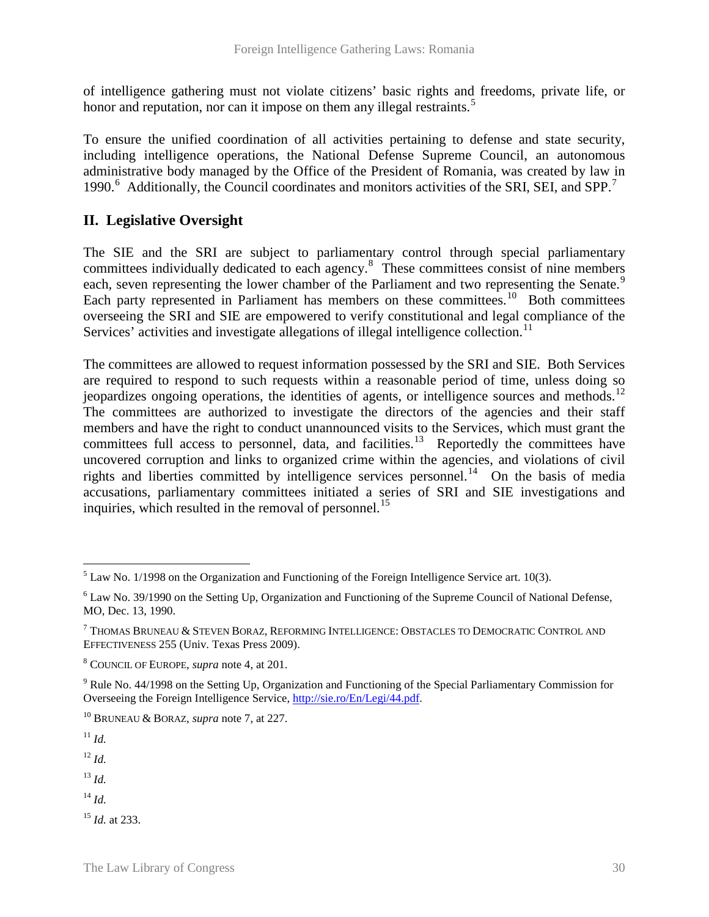of intelligence gathering must not violate citizens' basic rights and freedoms, private life, or honor and reputation, nor can it impose on them any illegal restraints.[5]

To ensure the unified coordination of all activities pertaining to defense and state security, including intelligence operations, the National Defense Supreme Council, an autonomous administrative body managed by the Office of the President of Romania, was created by law in 1990.[6] Additionally, the Council coordinates and monitors activities of the SRI, SEI, and SPP.[7]

## II. Legislative Oversight

The SIE and the SRI are subject to parliamentary control through special parliamentary committees individually dedicated to each agency.[8] These committees consist of nine members each, seven representing the lower chamber of the Parliament and two representing the Senate.[9] Each party represented in Parliament has members on these committees.[10] Both committees overseeing the SRI and SIE are empowered to verify constitutional and legal compliance of the Services' activities and investigate allegations of illegal intelligence collection.[11]

The committees are allowed to request information possessed by the SRI and SIE. Both Services are required to respond to such requests within a reasonable period of time, unless doing so jeopardizes ongoing operations, the identities of agents, or intelligence sources and methods.[12] The committees are authorized to investigate the directors of the agencies and their staff members and have the right to conduct unannounced visits to the Services, which must grant the committees full access to personnel, data, and facilities.[13] Reportedly the committees have uncovered corruption and links to organized crime within the agencies, and violations of civil rights and liberties committed by intelligence services personnel.[14] On the basis of media accusations, parliamentary committees initiated a series of SRI and SIE investigations and inquiries, which resulted in the removal of personnel.[15]

---

[5] Law No. 1/1998 on the Organization and Functioning of the Foreign Intelligence Service art. 10(3).

[6] Law No. 39/1990 on the Setting Up, Organization and Functioning of the Supreme Council of National Defense, MO, Dec. 13, 1990.

[7] THOMAS BRUNEAU & STEVEN BORAZ, REFORMING INTELLIGENCE: OBSTACLES TO DEMOCRATIC CONTROL AND EFFECTIVENESS 255 (Univ. Texas Press 2009).

[8] COUNCIL OF EUROPE, *supra* note 4, at 201.

[9] Rule No. 44/1998 on the Setting Up, Organization and Functioning of the Special Parliamentary Commission for Overseeing the Foreign Intelligence Service, http://sie.ro/En/Legi/44.pdf.

[10] BRUNEAU & BORAZ, *supra* note 7, at 227.

[11] *Id.*

[12] *Id.*

[13] *Id.*

[14] *Id.*

[15] *Id.* at 233.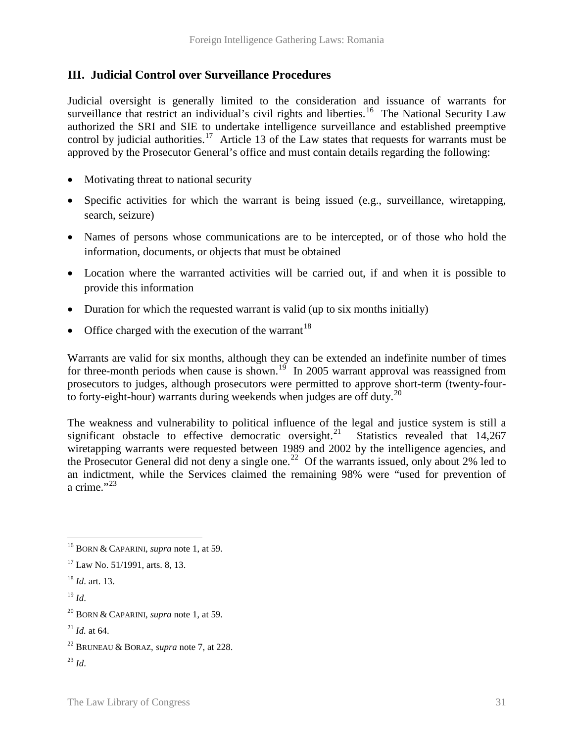### III. Judicial Control over Surveillance Procedures

Judicial oversight is generally limited to the consideration and issuance of warrants for surveillance that restrict an individual's civil rights and liberties.[16] The National Security Law authorized the SRI and SIE to undertake intelligence surveillance and established preemptive control by judicial authorities.[17] Article 13 of the Law states that requests for warrants must be approved by the Prosecutor General's office and must contain details regarding the following:

- Motivating threat to national security
- Specific activities for which the warrant is being issued (e.g., surveillance, wiretapping, search, seizure)
- Names of persons whose communications are to be intercepted, or of those who hold the information, documents, or objects that must be obtained
- Location where the warranted activities will be carried out, if and when it is possible to provide this information
- Duration for which the requested warrant is valid (up to six months initially)
- Office charged with the execution of the warrant[18]

Warrants are valid for six months, although they can be extended an indefinite number of times for three-month periods when cause is shown.[19] In 2005 warrant approval was reassigned from prosecutors to judges, although prosecutors were permitted to approve short-term (twenty-four- to forty-eight-hour) warrants during weekends when judges are off duty.[20]

The weakness and vulnerability to political influence of the legal and justice system is still a significant obstacle to effective democratic oversight.[21] Statistics revealed that 14,267 wiretapping warrants were requested between 1989 and 2002 by the intelligence agencies, and the Prosecutor General did not deny a single one.[22] Of the warrants issued, only about 2% led to an indictment, while the Services claimed the remaining 98% were "used for prevention of a crime."[23]

---

[16] BORN & CAPARINI, *supra* note 1, at 59.

[17] Law No. 51/1991, arts. 8, 13.

[18] *Id*. art. 13.

[19] *Id*.

[20] BORN & CAPARINI, *supra* note 1, at 59.

[21] *Id.* at 64.

[22] BRUNEAU & BORAZ, *supra* note 7, at 228.

[23] *Id*.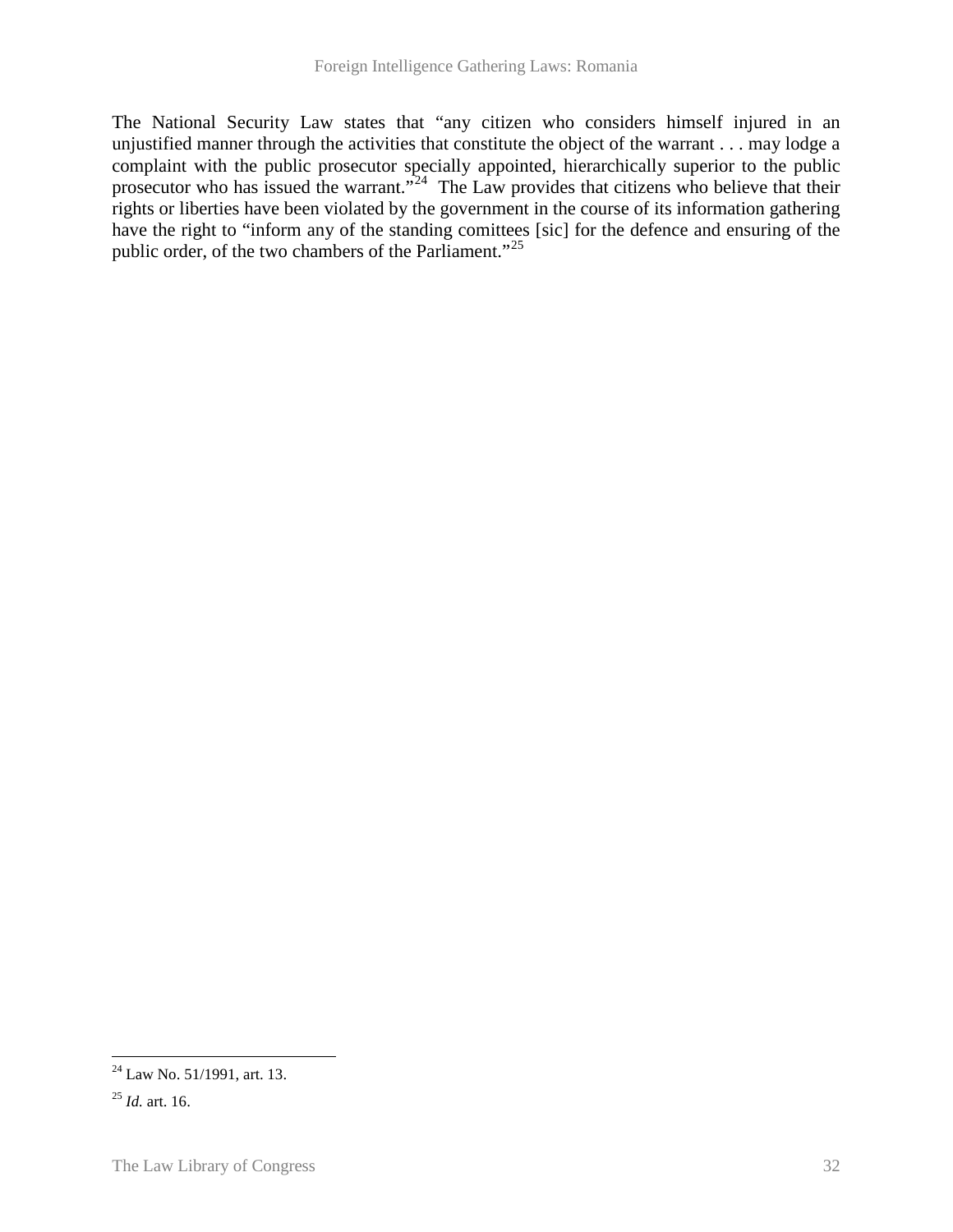The National Security Law states that "any citizen who considers himself injured in an unjustified manner through the activities that constitute the object of the warrant . . . may lodge a complaint with the public prosecutor specially appointed, hierarchically superior to the public prosecutor who has issued the warrant."[24] The Law provides that citizens who believe that their rights or liberties have been violated by the government in the course of its information gathering have the right to "inform any of the standing comittees [sic] for the defence and ensuring of the public order, of the two chambers of the Parliament."[25]

---

[24] Law No. 51/1991, art. 13.

[25] *Id.* art. 16.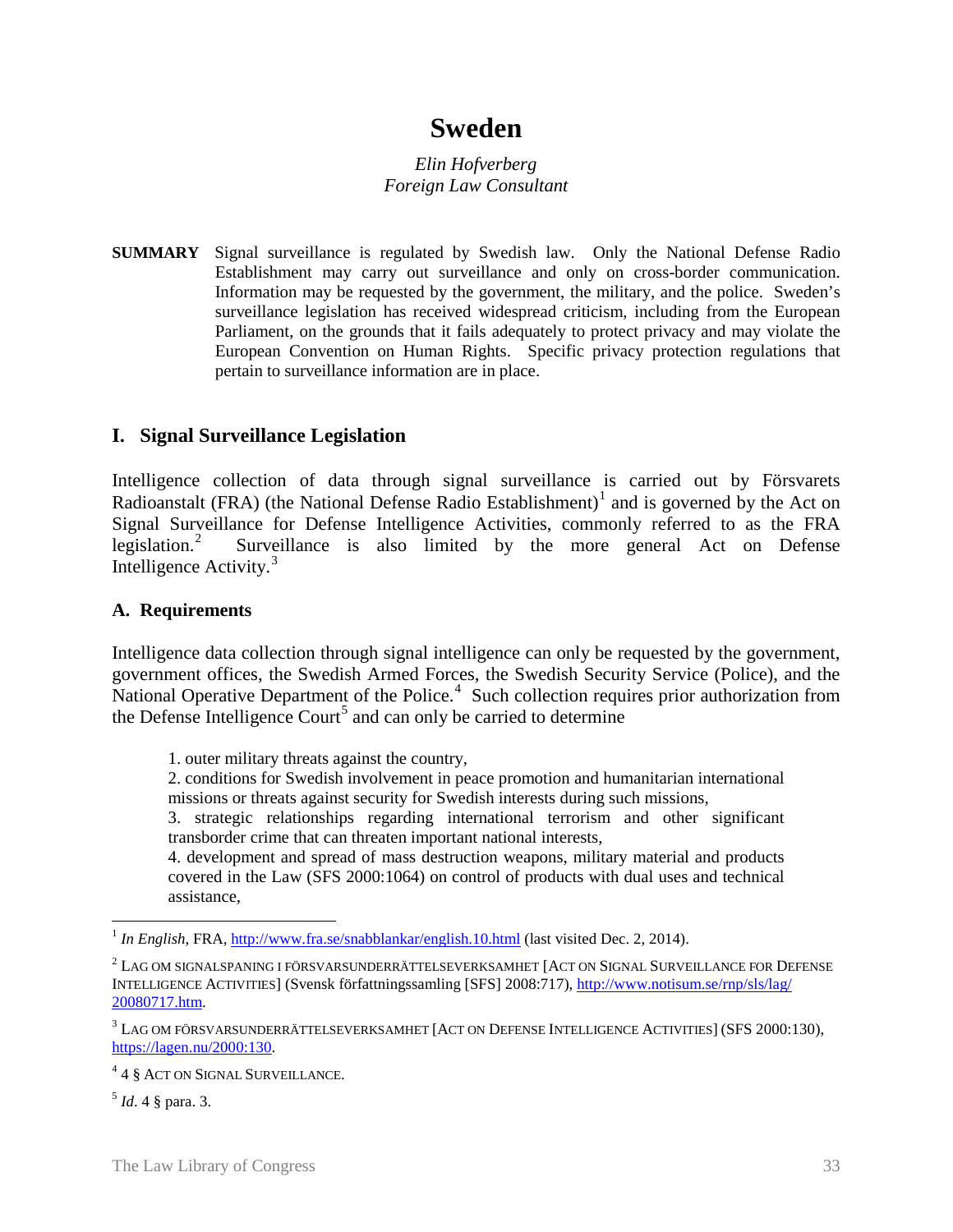# Sweden

*Elin Hofverberg*
*Foreign Law Consultant*

**SUMMARY** Signal surveillance is regulated by Swedish law. Only the National Defense Radio Establishment may carry out surveillance and only on cross-border communication. Information may be requested by the government, the military, and the police. Sweden's surveillance legislation has received widespread criticism, including from the European Parliament, on the grounds that it fails adequately to protect privacy and may violate the European Convention on Human Rights. Specific privacy protection regulations that pertain to surveillance information are in place.

## I. Signal Surveillance Legislation

Intelligence collection of data through signal surveillance is carried out by Försvarets Radioanstalt (FRA) (the National Defense Radio Establishment)[1] and is governed by the Act on Signal Surveillance for Defense Intelligence Activities, commonly referred to as the FRA legislation.[2] Surveillance is also limited by the more general Act on Defense Intelligence Activity.[3]

### A. Requirements

Intelligence data collection through signal intelligence can only be requested by the government, government offices, the Swedish Armed Forces, the Swedish Security Service (Police), and the National Operative Department of the Police.[4] Such collection requires prior authorization from the Defense Intelligence Court[5] and can only be carried to determine

> 1. outer military threats against the country,
> 2. conditions for Swedish involvement in peace promotion and humanitarian international missions or threats against security for Swedish interests during such missions,
> 3. strategic relationships regarding international terrorism and other significant transborder crime that can threaten important national interests,
> 4. development and spread of mass destruction weapons, military material and products covered in the Law (SFS 2000:1064) on control of products with dual uses and technical assistance,

---

[1] *In English*, FRA, http://www.fra.se/snabblankar/english.10.html (last visited Dec. 2, 2014).

[2] LAG OM SIGNALSPANING I FÖRSVARSUNDERRÄTTELSEVERKSAMHET [ACT ON SIGNAL SURVEILLANCE FOR DEFENSE INTELLIGENCE ACTIVITIES] (Svensk författningssamling [SFS] 2008:717), http://www.notisum.se/rnp/sls/lag/20080717.htm.

[3] LAG OM FÖRSVARSUNDERRÄTTELSEVERKSAMHET [ACT ON DEFENSE INTELLIGENCE ACTIVITIES] (SFS 2000:130), https://lagen.nu/2000:130.

[4] 4 § ACT ON SIGNAL SURVEILLANCE.

[5] *Id*. 4 § para. 3.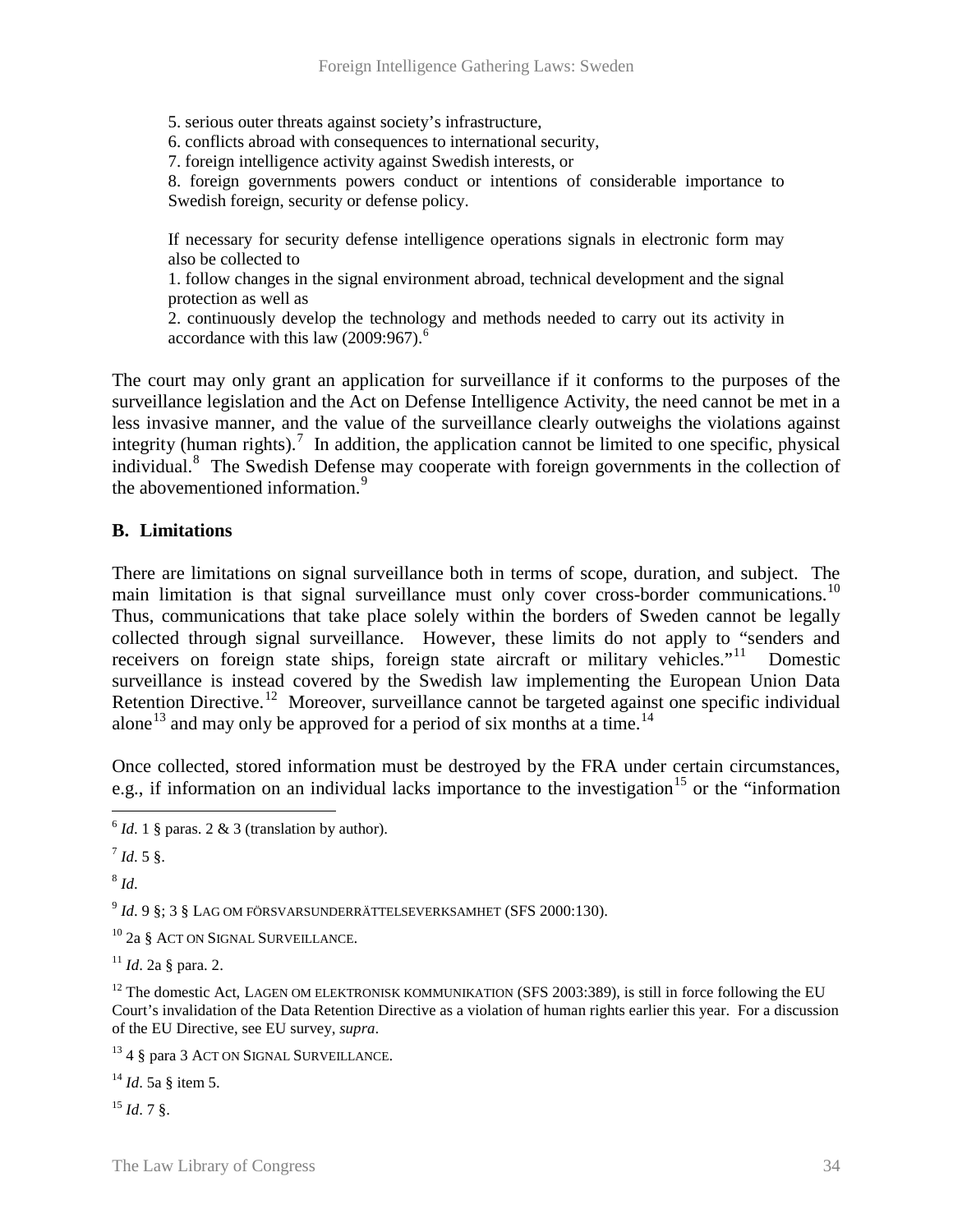> 5. serious outer threats against society's infrastructure,
> 6. conflicts abroad with consequences to international security,
> 7. foreign intelligence activity against Swedish interests, or
> 8. foreign governments powers conduct or intentions of considerable importance to Swedish foreign, security or defense policy.
>
> If necessary for security defense intelligence operations signals in electronic form may also be collected to
> 1. follow changes in the signal environment abroad, technical development and the signal protection as well as
> 2. continuously develop the technology and methods needed to carry out its activity in accordance with this law (2009:967).[6]

The court may only grant an application for surveillance if it conforms to the purposes of the surveillance legislation and the Act on Defense Intelligence Activity, the need cannot be met in a less invasive manner, and the value of the surveillance clearly outweighs the violations against integrity (human rights).[7] In addition, the application cannot be limited to one specific, physical individual.[8] The Swedish Defense may cooperate with foreign governments in the collection of the abovementioned information.[9]

### B. Limitations

There are limitations on signal surveillance both in terms of scope, duration, and subject. The main limitation is that signal surveillance must only cover cross-border communications.[10] Thus, communications that take place solely within the borders of Sweden cannot be legally collected through signal surveillance. However, these limits do not apply to "senders and receivers on foreign state ships, foreign state aircraft or military vehicles."[11] Domestic surveillance is instead covered by the Swedish law implementing the European Union Data Retention Directive.[12] Moreover, surveillance cannot be targeted against one specific individual alone[13] and may only be approved for a period of six months at a time.[14]

Once collected, stored information must be destroyed by the FRA under certain circumstances, e.g., if information on an individual lacks importance to the investigation[15] or the "information

---

[6] *Id*. 1 § paras. 2 & 3 (translation by author).

[7] *Id*. 5 §.

[8] *Id*.

[9] *Id*. 9 §; 3 § LAG OM FÖRSVARSUNDERRÄTTELSEVERKSAMHET (SFS 2000:130).

[10] 2a § ACT ON SIGNAL SURVEILLANCE.

[11] *Id*. 2a § para. 2.

[12] The domestic Act, LAGEN OM ELEKTRONISK KOMMUNIKATION (SFS 2003:389), is still in force following the EU Court's invalidation of the Data Retention Directive as a violation of human rights earlier this year. For a discussion of the EU Directive, see EU survey, *supra*.

[13] 4 § para 3 ACT ON SIGNAL SURVEILLANCE.

[14] *Id*. 5a § item 5.

[15] *Id*. 7 §.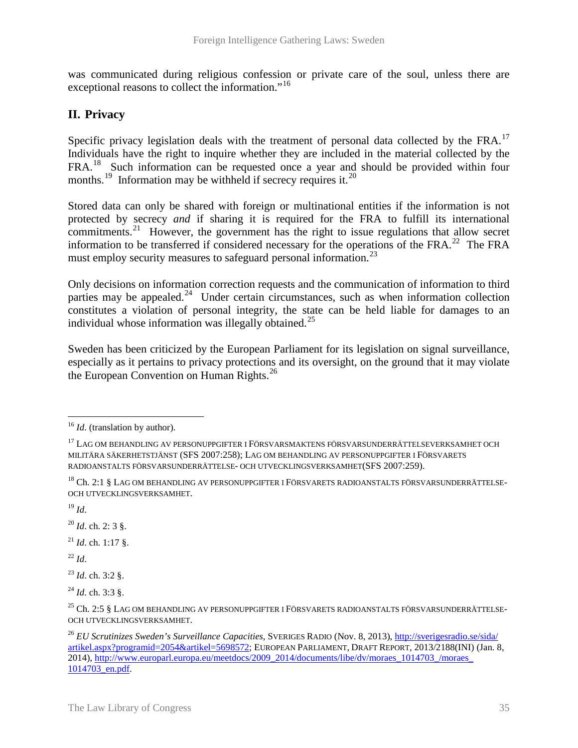was communicated during religious confession or private care of the soul, unless there are exceptional reasons to collect the information."[16]

## II. Privacy

Specific privacy legislation deals with the treatment of personal data collected by the FRA.[17] Individuals have the right to inquire whether they are included in the material collected by the FRA.[18] Such information can be requested once a year and should be provided within four months.[19] Information may be withheld if secrecy requires it.[20]

Stored data can only be shared with foreign or multinational entities if the information is not protected by secrecy *and* if sharing it is required for the FRA to fulfill its international commitments.[21] However, the government has the right to issue regulations that allow secret information to be transferred if considered necessary for the operations of the FRA.[22] The FRA must employ security measures to safeguard personal information.[23]

Only decisions on information correction requests and the communication of information to third parties may be appealed.[24] Under certain circumstances, such as when information collection constitutes a violation of personal integrity, the state can be held liable for damages to an individual whose information was illegally obtained.[25]

Sweden has been criticized by the European Parliament for its legislation on signal surveillance, especially as it pertains to privacy protections and its oversight, on the ground that it may violate the European Convention on Human Rights.[26]

---

[16] *Id*. (translation by author).

[17] LAG OM BEHANDLING AV PERSONUPPGIFTER I FÖRSVARSMAKTENS FÖRSVARSUNDERRÄTTELSEVERKSAMHET OCH MILITÄRA SÄKERHETSTJÄNST (SFS 2007:258); LAG OM BEHANDLING AV PERSONUPPGIFTER I FÖRSVARETS RADIOANSTALTS FÖRSVARSUNDERRÄTTELSE- OCH UTVECKLINGSVERKSAMHET(SFS 2007:259).

[18] Ch. 2:1 § LAG OM BEHANDLING AV PERSONUPPGIFTER I FÖRSVARETS RADIOANSTALTS FÖRSVARSUNDERRÄTTELSE- OCH UTVECKLINGSVERKSAMHET.

[19] *Id*.

[20] *Id*. ch. 2: 3 §.

[21] *Id*. ch. 1:17 §.

[22] *Id*.

[23] *Id*. ch. 3:2 §.

[24] *Id*. ch. 3:3 §.

[25] Ch. 2:5 § LAG OM BEHANDLING AV PERSONUPPGIFTER I FÖRSVARETS RADIOANSTALTS FÖRSVARSUNDERRÄTTELSE- OCH UTVECKLINGSVERKSAMHET.

[26] *EU Scrutinizes Sweden's Surveillance Capacities*, SVERIGES RADIO (Nov. 8, 2013), http://sverigesradio.se/sida/artikel.aspx?programid=2054&artikel=5698572; EUROPEAN PARLIAMENT, DRAFT REPORT, 2013/2188(INI) (Jan. 8, 2014), http://www.europarl.europa.eu/meetdocs/2009_2014/documents/libe/dv/moraes_1014703_/moraes_1014703_en.pdf.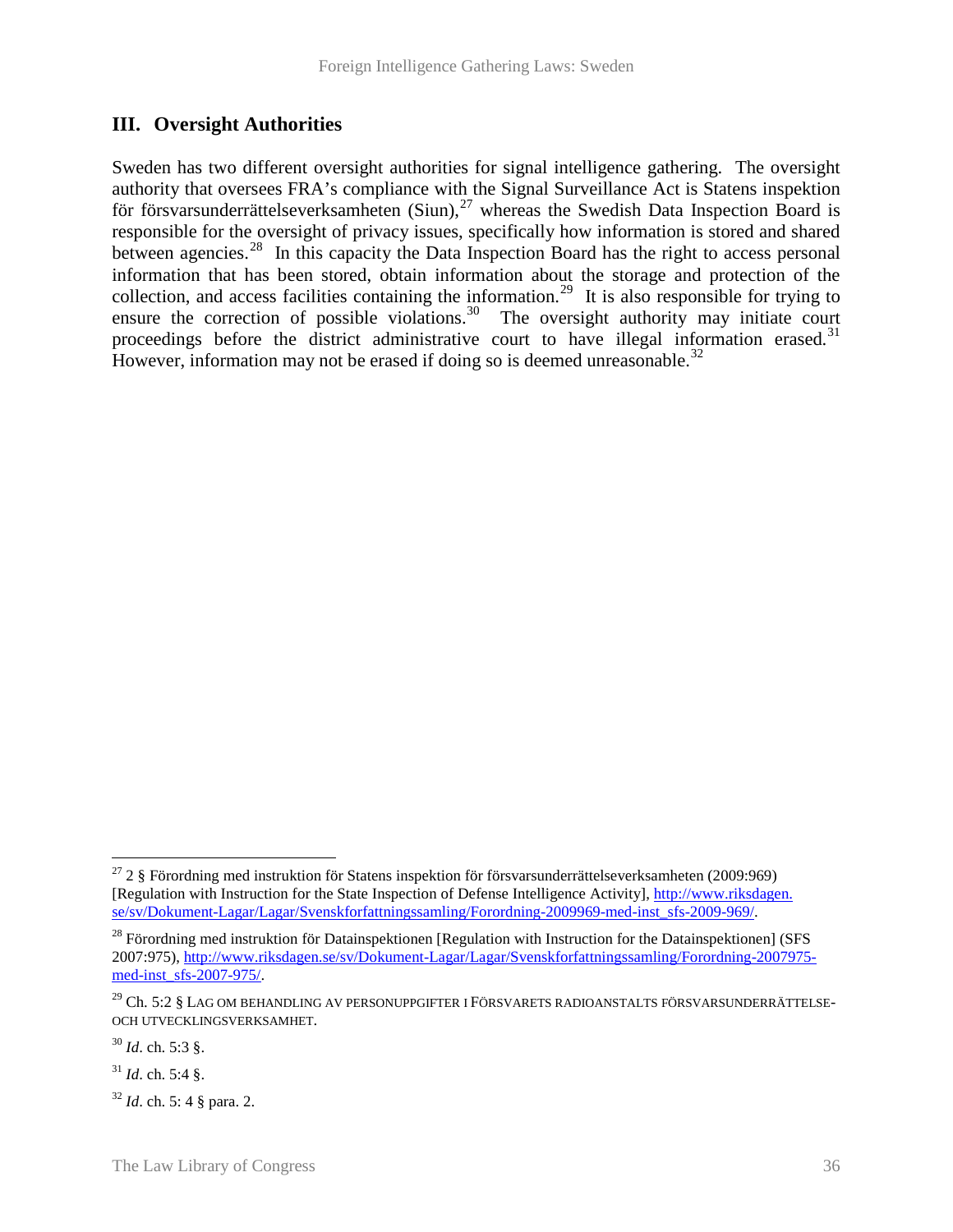## III. Oversight Authorities

Sweden has two different oversight authorities for signal intelligence gathering. The oversight authority that oversees FRA's compliance with the Signal Surveillance Act is Statens inspektion för försvarsunderrättelseverksamheten (Siun),[27] whereas the Swedish Data Inspection Board is responsible for the oversight of privacy issues, specifically how information is stored and shared between agencies.[28] In this capacity the Data Inspection Board has the right to access personal information that has been stored, obtain information about the storage and protection of the collection, and access facilities containing the information.[29] It is also responsible for trying to ensure the correction of possible violations.[30] The oversight authority may initiate court proceedings before the district administrative court to have illegal information erased.[31] However, information may not be erased if doing so is deemed unreasonable.[32]

---

[27] 2 § Förordning med instruktion för Statens inspektion för försvarsunderrättelseverksamheten (2009:969) [Regulation with Instruction for the State Inspection of Defense Intelligence Activity], http://www.riksdagen.se/sv/Dokument-Lagar/Lagar/Svenskforfattningssamling/Forordning-2009969-med-inst_sfs-2009-969/.

[28] Förordning med instruktion för Datainspektionen [Regulation with Instruction for the Datainspektionen] (SFS 2007:975), http://www.riksdagen.se/sv/Dokument-Lagar/Lagar/Svenskforfattningssamling/Forordning-2007975-med-inst_sfs-2007-975/.

[29] Ch. 5:2 § LAG OM BEHANDLING AV PERSONUPPGIFTER I FÖRSVARETS RADIOANSTALTS FÖRSVARSUNDERRÄTTELSE- OCH UTVECKLINGSVERKSAMHET.

[30] *Id*. ch. 5:3 §.

[31] *Id*. ch. 5:4 §.

[32] *Id*. ch. 5: 4 § para. 2.